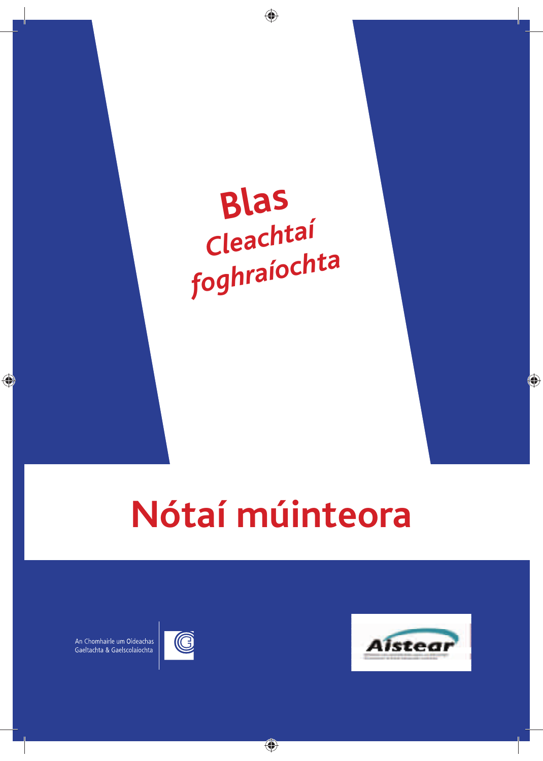# Blas

## Cleachtaí foghraíochta

# Nótaí múinteora

An Chomhairle um Oideachas Gaeltachta & Gaelscolaíochta

Aistear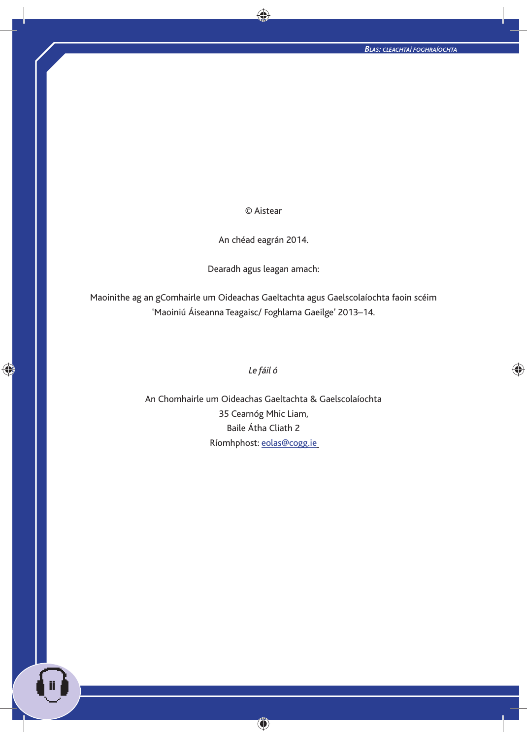© Aistear

An chéad eagrán 2014.

Dearadh agus leagan amach:

Maoinithe ag an gComhairle um Oideachas Gaeltachta agus Gaelscolaíochta faoin scéim 'Maoiniú Áiseanna Teagaisc/ Foghlama Gaeilge' 2013–14.

*Le fáil ó*

An Chomhairle um Oideachas Gaeltachta & Gaelscolaíochta  
35 Cearnóg Mhic Liam,  
Baile Átha Cliath 2  
Ríomhphost: eolas@cogg.ie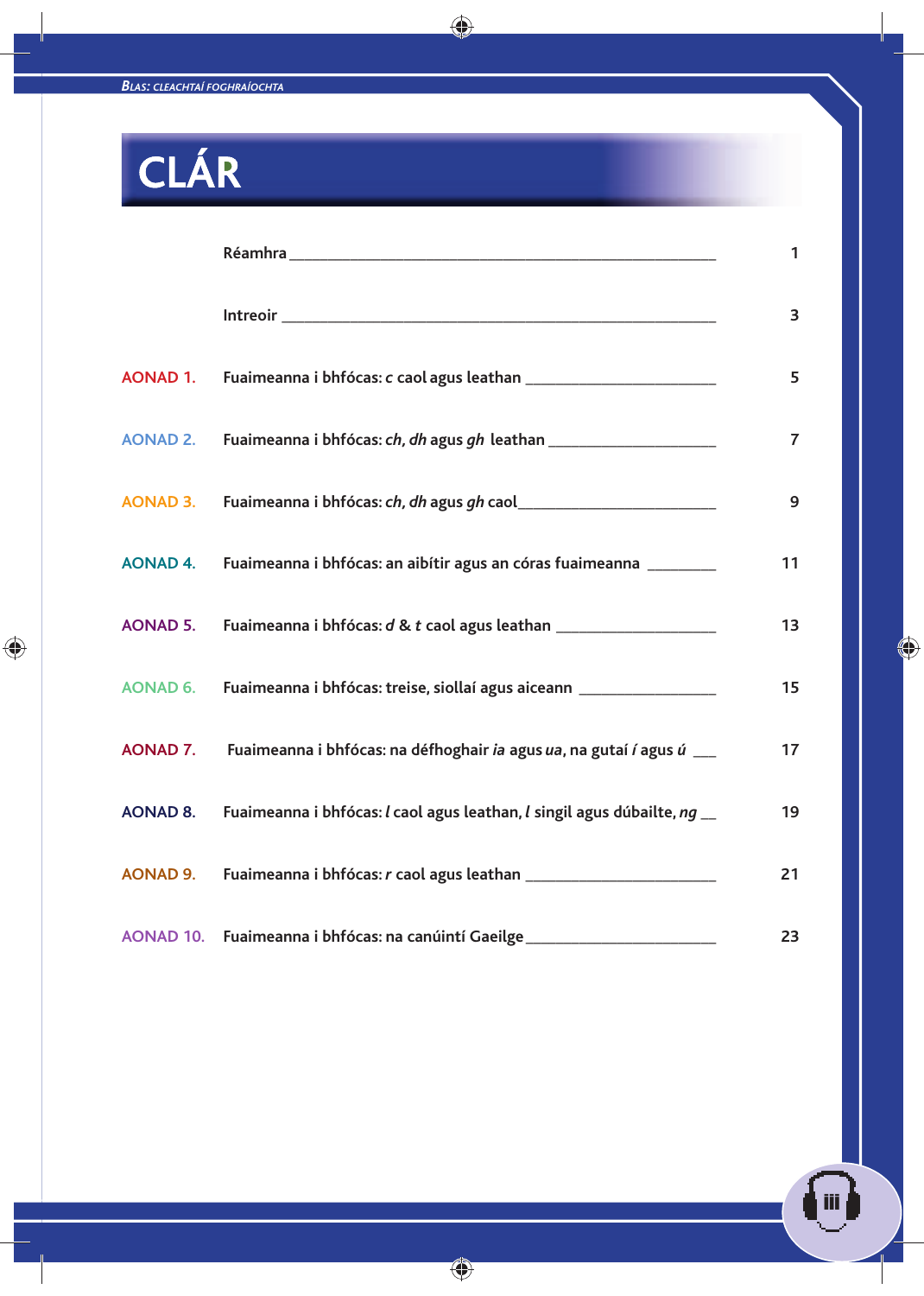# CLÁR

| | | |
|---|---|---|
| | Réamhra | 1 |
| | Intreoir | 3 |
| AONAD 1. | Fuaimeanna i bhfócas: *c* caol agus leathan | 5 |
| AONAD 2. | Fuaimeanna i bhfócas: *ch, dh* agus *gh* leathan | 7 |
| AONAD 3. | Fuaimeanna i bhfócas: *ch, dh* agus *gh* caol | 9 |
| AONAD 4. | Fuaimeanna i bhfócas: an aibítir agus an córas fuaimeanna | 11 |
| AONAD 5. | Fuaimeanna i bhfócas: *d* & *t* caol agus leathan | 13 |
| AONAD 6. | Fuaimeanna i bhfócas: treise, siollaí agus aiceann | 15 |
| AONAD 7. | Fuaimeanna i bhfócas: na défhoghair *ia* agus *ua*, na gutaí *í* agus *ú* | 17 |
| AONAD 8. | Fuaimeanna i bhfócas: *l* caol agus leathan, *l* singil agus dúbailte, *ng* | 19 |
| AONAD 9. | Fuaimeanna i bhfócas: *r* caol agus leathan | 21 |
| AONAD 10. | Fuaimeanna i bhfócas: na canúintí Gaeilge | 23 |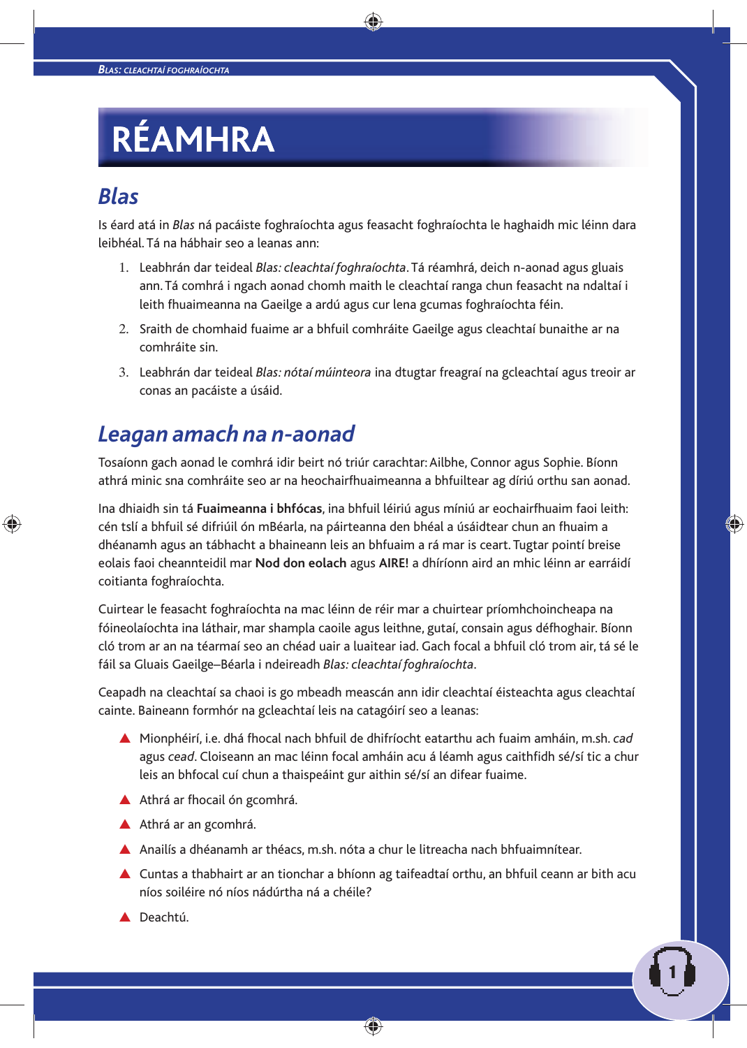# RÉAMHRA

## *Blas*

Is éard atá in *Blas* ná pacáiste foghraíochta agus feasacht foghraíochta le haghaidh mic léinn dara leibhéal. Tá na hábhair seo a leanas ann:

1. Leabhrán dar teideal *Blas: cleachtaí foghraíochta*. Tá réamhrá, deich n-aonad agus gluais ann. Tá comhrá i ngach aonad chomh maith le cleachtaí ranga chun feasacht na ndaltaí i leith fhuaimeanna na Gaeilge a ardú agus cur lena gcumas foghraíochta féin.
2. Sraith de chomhaid fuaime ar a bhfuil comhráite Gaeilge agus cleachtaí bunaithe ar na comhráite sin.
3. Leabhrán dar teideal *Blas: nótaí múinteora* ina dtugtar freagraí na gcleachtaí agus treoir ar conas an pacáiste a úsáid.

## *Leagan amach na n-aonad*

Tosaíonn gach aonad le comhrá idir beirt nó triúr carachtar: Ailbhe, Connor agus Sophie. Bíonn athrá minic sna comhráite seo ar na heochairfhuaimeanna a bhfuiltear ag díriú orthu san aonad.

Ina dhiaidh sin tá **Fuaimeanna i bhfócas**, ina bhfuil léiriú agus míniú ar eochairfhuaim faoi leith: cén tslí a bhfuil sé difriúil ón mBéarla, na páirteanna den bhéal a úsáidtear chun an fhuaim a dhéanamh agus an tábhacht a bhaineann leis an bhfuaim a rá mar is ceart. Tugtar pointí breise eolais faoi cheannteidil mar **Nod don eolach** agus **AIRE!** a dhíríonn aird an mhic léinn ar earráidí coitianta foghraíochta.

Cuirtear le feasacht foghraíochta na mac léinn de réir mar a chuirtear príomhchoincheapa na fóineolaíochta ina láthair, mar shampla caoile agus leithne, gutaí, consain agus défhoghair. Bíonn cló trom ar an na téarmaí seo an chéad uair a luaitear iad. Gach focal a bhfuil cló trom air, tá sé le fáil sa Gluais Gaeilge–Béarla i ndeireadh *Blas: cleachtaí foghraíochta*.

Ceapadh na cleachtaí sa chaoi is go mbeadh meascán ann idir cleachtaí éisteachta agus cleachtaí cainte. Baineann formhór na gcleachtaí leis na catagóirí seo a leanas:

- Mionphéirí, i.e. dhá fhocal nach bhfuil de dhifríocht eatarthu ach fuaim amháin, m.sh. *cad* agus *cead*. Cloiseann an mac léinn focal amháin acu á léamh agus caithfidh sé/sí tic a chur leis an bhfocal cuí chun a thaispeáint gur aithin sé/sí an difear fuaime.
- Athrá ar fhocail ón gcomhrá.
- Athrá ar an gcomhrá.
- Anailís a dhéanamh ar théacs, m.sh. nóta a chur le litreacha nach bhfuaimnítear.
- Cuntas a thabhairt ar an tionchar a bhíonn ag taifeadtaí orthu, an bhfuil ceann ar bith acu níos soiléire nó níos nádúrtha ná a chéile?
- Deachtú.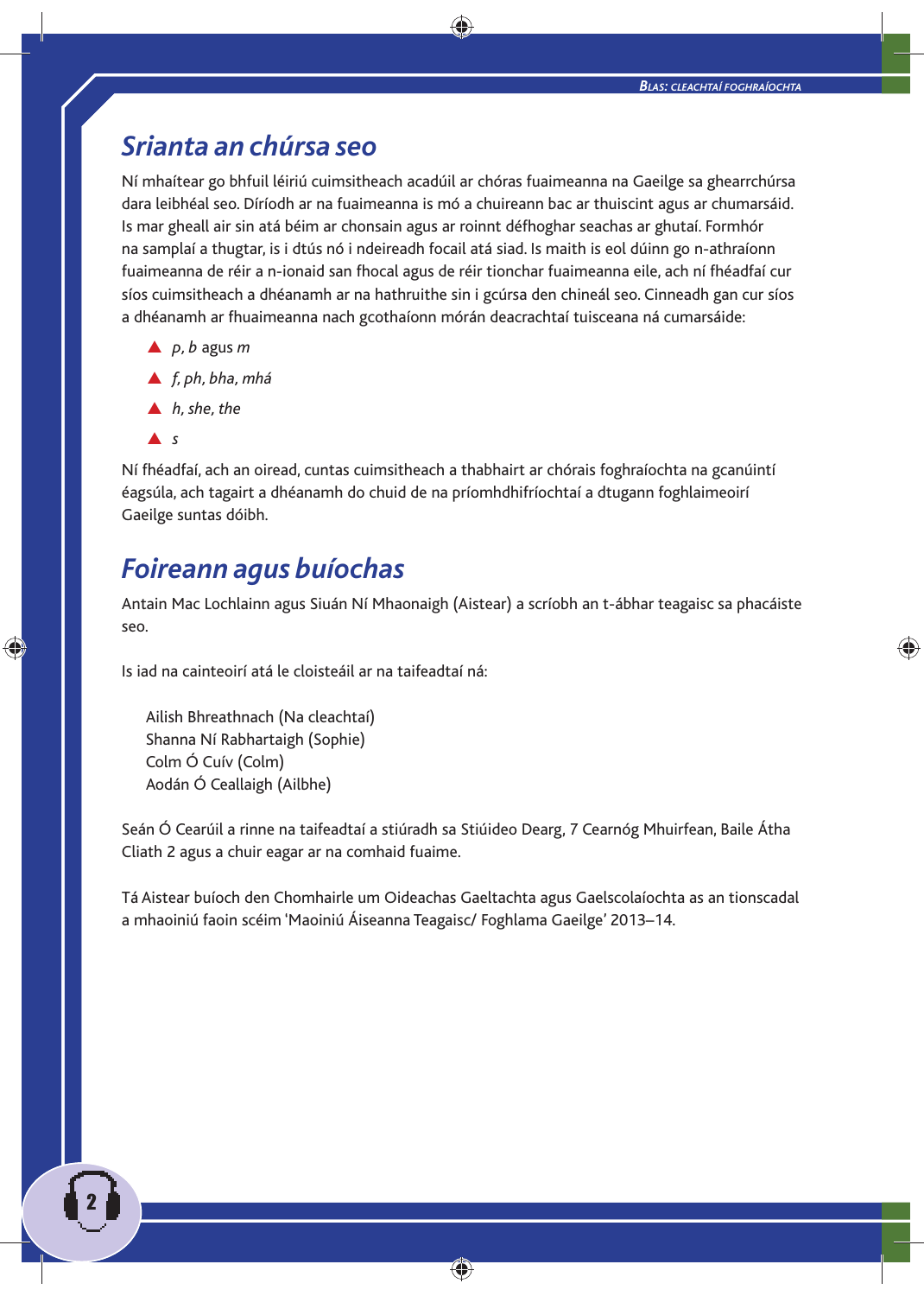## Srianta an chúrsa seo

Ní mhaítear go bhfuil léiriú cuimsitheach acadúil ar chóras fuaimeanna na Gaeilge sa ghearrchúrsa dara leibhéal seo. Díríodh ar na fuaimeanna is mó a chuireann bac ar thuiscint agus ar chumarsáid. Is mar gheall air sin atá béim ar chonsain agus ar roinnt défhoghar seachas ar ghutaí. Formhór na samplaí a thugtar, is i dtús nó i ndeireadh focail atá siad. Is maith is eol dúinn go n-athraíonn fuaimeanna de réir a n-ionaid san fhocal agus de réir tionchar fuaimeanna eile, ach ní fhéadfaí cur síos cuimsitheach a dhéanamh ar na hathruithe sin i gcúrsa den chineál seo. Cinneadh gan cur síos a dhéanamh ar fhuaimeanna nach gcothaíonn mórán deacrachtaí tuisceana ná cumarsáide:

- *p, b* agus *m*
- *f, ph, bha, mhá*
- *h, she, the*
- *s*

Ní fhéadfaí, ach an oiread, cuntas cuimsitheach a thabhairt ar chórais foghraíochta na gcanúintí éagsúla, ach tagairt a dhéanamh do chuid de na príomhdhifríochtaí a dtugann foghlaimeoirí Gaeilge suntas dóibh.

## Foireann agus buíochas

Antain Mac Lochlainn agus Siuán Ní Mhaonaigh (Aistear) a scríobh an t-ábhar teagaisc sa phacáiste seo.

Is iad na cainteoirí atá le cloisteáil ar na taifeadtaí ná:

Ailish Bhreathnach (Na cleachtaí)
Shanna Ní Rabhartaigh (Sophie)
Colm Ó Cuív (Colm)
Aodán Ó Ceallaigh (Ailbhe)

Seán Ó Cearúil a rinne na taifeadtaí a stiúradh sa Stiúideo Dearg, 7 Cearnóg Mhuirfean, Baile Átha Cliath 2 agus a chuir eagar ar na comhaid fuaime.

Tá Aistear buíoch den Chomhairle um Oideachas Gaeltachta agus Gaelscolaíochta as an tionscadal a mhaoiniú faoin scéim 'Maoiniú Áiseanna Teagaisc/ Foghlama Gaeilge' 2013–14.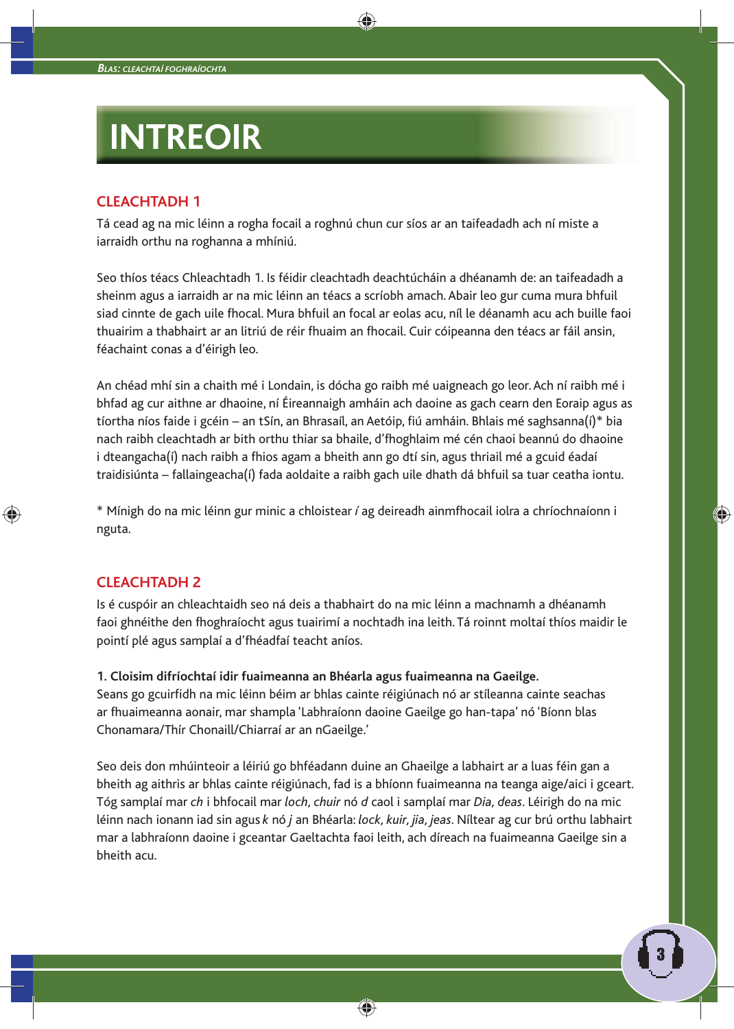# INTREOIR

## CLEACHTADH 1

Tá cead ag na mic léinn a rogha focail a roghnú chun cur síos ar an taifeadadh ach ní miste a iarraidh orthu na roghanna a mhíniú.

Seo thíos téacs Chleachtadh 1. Is féidir cleachtadh deachtúcháin a dhéanamh de: an taifeadadh a sheinm agus a iarraidh ar na mic léinn an téacs a scríobh amach. Abair leo gur cuma mura bhfuil siad cinnte de gach uile fhocal. Mura bhfuil an focal ar eolas acu, níl le déanamh acu ach buille faoi thuairim a thabhairt ar an litriú de réir fhuaim an fhocail. Cuir cóipeanna den téacs ar fáil ansin, féachaint conas a d'éirigh leo.

An chéad mhí sin a chaith mé i Londain, is dócha go raibh mé uaigneach go leor. Ach ní raibh mé i bhfad ag cur aithne ar dhaoine, ní Éireannaigh amháin ach daoine as gach cearn den Eoraip agus as tíortha níos faide i gcéin – an tSín, an Bhrasaíl, an Aetóip, fiú amháin. Bhlais mé saghsanna(í)* bia nach raibh cleachtadh ar bith orthu thiar sa bhaile, d'fhoghlaim mé cén chaoi beannú do dhaoine i dteangacha(í) nach raibh a fhios agam a bheith ann go dtí sin, agus thriail mé a gcuid éadaí traidisiúnta – fallaingeacha(í) fada aoldaite a raibh gach uile dhath dá bhfuil sa tuar ceatha iontu.

\* Mínigh do na mic léinn gur minic a chloistear *í* ag deireadh ainmfhocail iolra a chríochnaíonn i nguta.

## CLEACHTADH 2

Is é cuspóir an chleachtaidh seo ná deis a thabhairt do na mic léinn a machnamh a dhéanamh faoi ghnéithe den fhoghraíocht agus tuairimí a nochtadh ina leith. Tá roinnt moltaí thíos maidir le pointí plé agus samplaí a d'fhéadfaí teacht aníos.

**1. Cloisim difríochtaí idir fuaimeanna an Bhéarla agus fuaimeanna na Gaeilge.**
Seans go gcuirfidh na mic léinn béim ar bhlas cainte réigiúnach nó ar stíleanna cainte seachas ar fhuaimeanna aonair, mar shampla 'Labhraíonn daoine Gaeilge go han-tapa' nó 'Bíonn blas Chonamara/Thír Chonaill/Chiarraí ar an nGaeilge.'

Seo deis don mhúinteoir a léiriú go bhféadann duine an Ghaeilge a labhairt ar a luas féin gan a bheith ag aithris ar bhlas cainte réigiúnach, fad is a bhíonn fuaimeanna na teanga aige/aici i gceart. Tóg samplaí mar *ch* i bhfocail mar *loch, chuir* nó *d* caol i samplaí mar *Dia, deas*. Léirigh do na mic léinn nach ionann iad sin agus *k* nó *j* an Bhéarla: *lock, kuir, jia, jeas*. Níltear ag cur brú orthu labhairt mar a labhraíonn daoine i gceantar Gaeltachta faoi leith, ach díreach na fuaimeanna Gaeilge sin a bheith acu.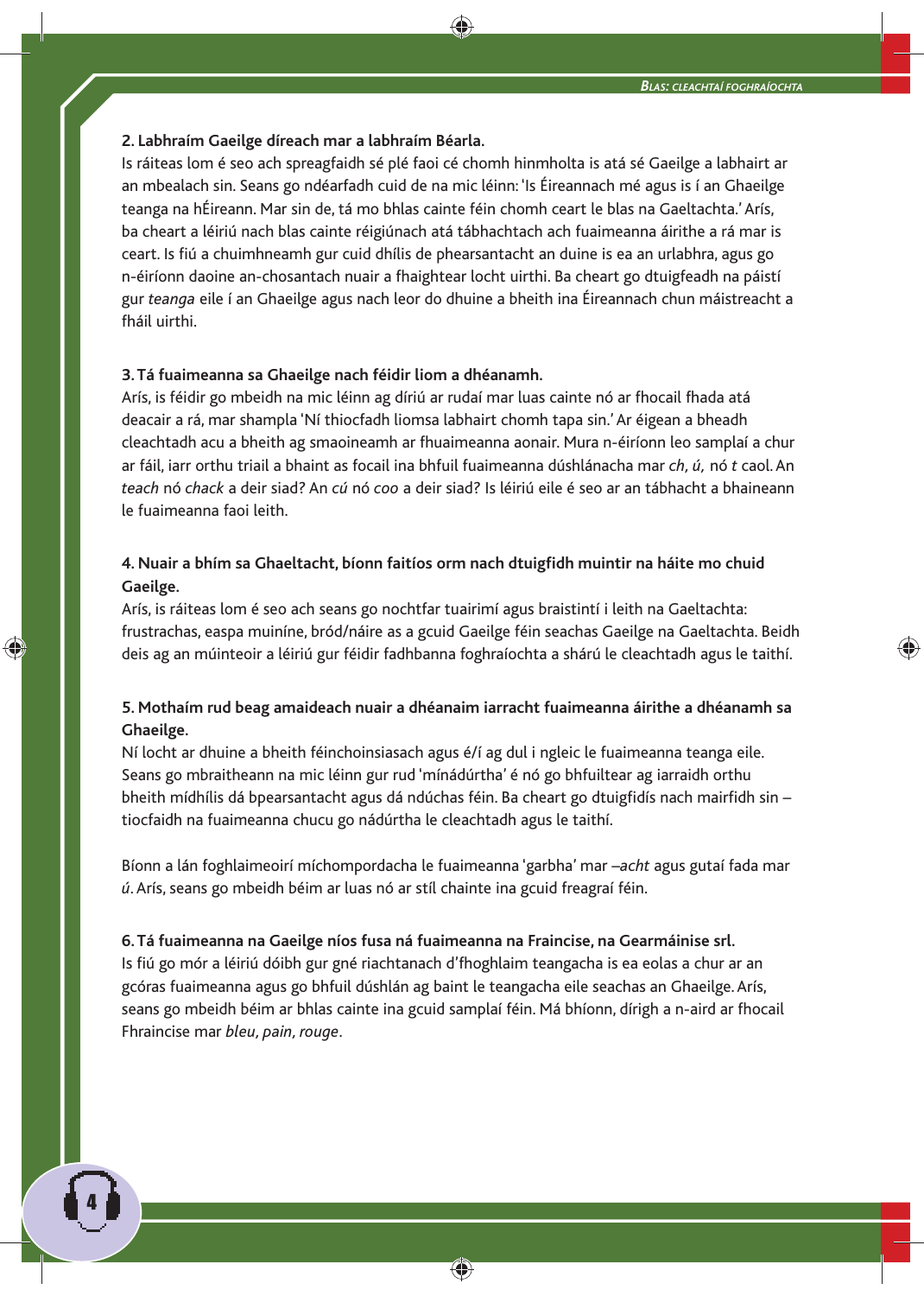**2. Labhraím Gaeilge díreach mar a labhraím Béarla.**

Is ráiteas lom é seo ach spreagfaidh sé plé faoi cé chomh hinmholta is atá sé Gaeilge a labhairt ar an mbealach sin. Seans go ndéarfadh cuid de na mic léinn: 'Is Éireannach mé agus is í an Ghaeilge teanga na hÉireann. Mar sin de, tá mo bhlas cainte féin chomh ceart le blas na Gaeltachta.' Arís, ba cheart a léiriú nach blas cainte réigiúnach atá tábhachtach ach fuaimeanna áirithe a rá mar is ceart. Is fiú a chuimhneamh gur cuid dhílis de phearsantacht an duine is ea an urlabhra, agus go n-éiríonn daoine an-chosantach nuair a fhaightear locht uirthi. Ba cheart go dtuigfeadh na páistí gur *teanga* eile í an Ghaeilge agus nach leor do dhuine a bheith ina Éireannach chun máistreacht a fháil uirthi.

**3. Tá fuaimeanna sa Ghaeilge nach féidir liom a dhéanamh.**

Arís, is féidir go mbeidh na mic léinn ag díriú ar rudaí mar luas cainte nó ar fhocail fhada atá deacair a rá, mar shampla 'Ní thiocfadh liomsa labhairt chomh tapa sin.' Ar éigean a bheadh cleachtadh acu a bheith ag smaoineamh ar fhuaimeanna aonair. Mura n-éiríonn leo samplaí a chur ar fáil, iarr orthu triail a bhaint as focail ina bhfuil fuaimeanna dúshlánacha mar *ch, ú,* nó *t* caol. An *teach* nó *chack* a deir siad? An *cú* nó *coo* a deir siad? Is léiriú eile é seo ar an tábhacht a bhaineann le fuaimeanna faoi leith.

**4. Nuair a bhím sa Ghaeltacht, bíonn faitíos orm nach dtuigfidh muintir na háite mo chuid Gaeilge.**

Arís, is ráiteas lom é seo ach seans go nochtfar tuairimí agus braistintí i leith na Gaeltachta: frustrachas, easpa muiníne, bród/náire as a gcuid Gaeilge féin seachas Gaeilge na Gaeltachta. Beidh deis ag an múinteoir a léiriú gur féidir fadhbanna foghraíochta a shárú le cleachtadh agus le taithí.

**5. Mothaím rud beag amaideach nuair a dhéanaim iarracht fuaimeanna áirithe a dhéanamh sa Ghaeilge.**

Ní locht ar dhuine a bheith féinchoinsiasach agus é/í ag dul i ngleic le fuaimeanna teanga eile. Seans go mbraitheann na mic léinn gur rud 'mínádúrtha' é nó go bhfuiltear ag iarraidh orthu bheith mídhílis dá bpearsantacht agus dá ndúchas féin. Ba cheart go dtuigfidís nach mairfidh sin – tiocfaidh na fuaimeanna chucu go nádúrtha le cleachtadh agus le taithí.

Bíonn a lán foghlaimeoirí míchompordacha le fuaimeanna 'garbha' mar *–acht* agus gutaí fada mar *ú*. Arís, seans go mbeidh béim ar luas nó ar stíl chainte ina gcuid freagraí féin.

**6. Tá fuaimeanna na Gaeilge níos fusa ná fuaimeanna na Fraincise, na Gearmáinise srl.**

Is fiú go mór a léiriú dóibh gur gné riachtanach d'fhoghlaim teangacha is ea eolas a chur ar an gcóras fuaimeanna agus go bhfuil dúshlán ag baint le teangacha eile seachas an Ghaeilge. Arís, seans go mbeidh béim ar bhlas cainte ina gcuid samplaí féin. Má bhíonn, dírigh a n-aird ar fhocail Fhraincise mar *bleu, pain, rouge*.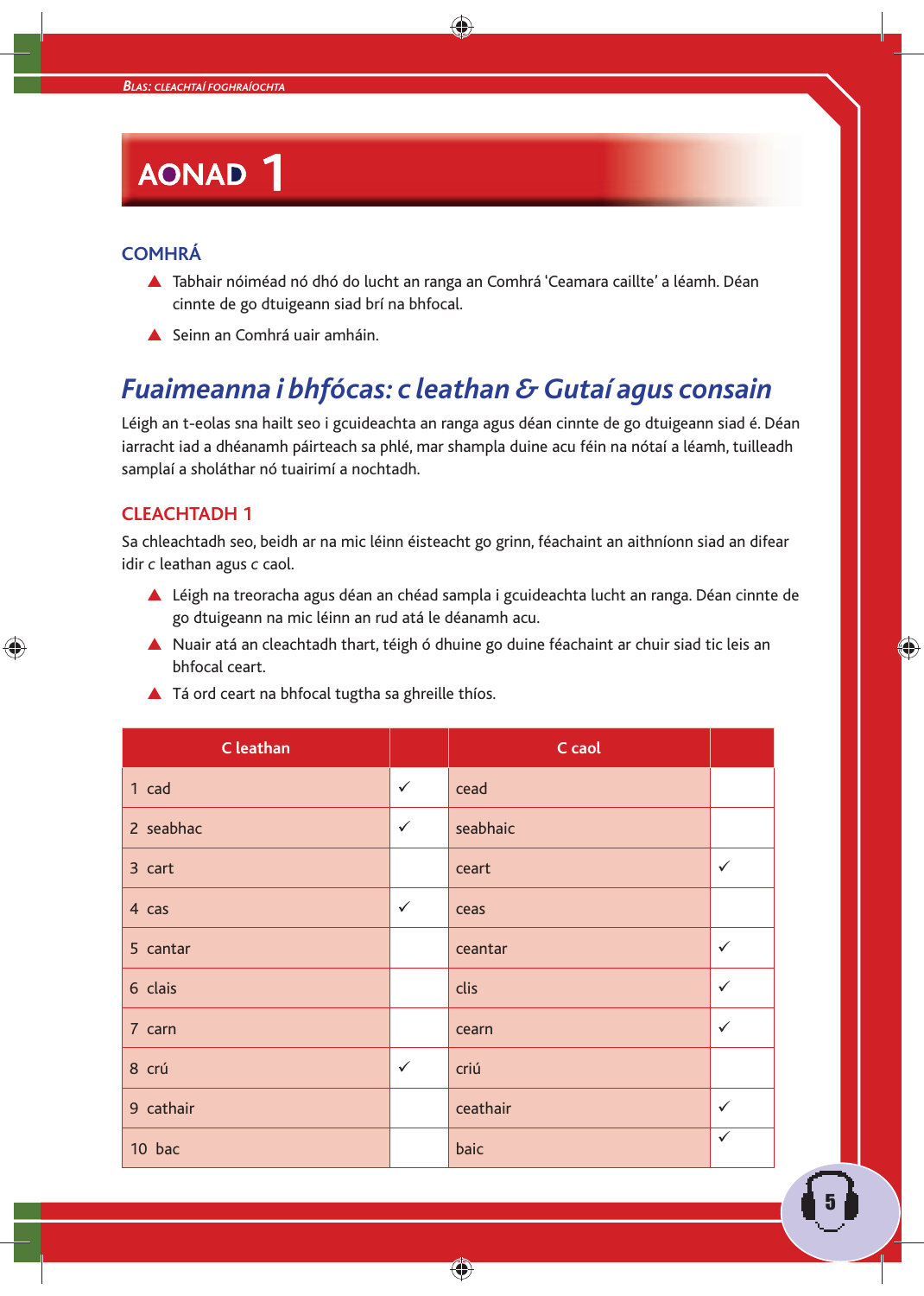# AONAD 1

## COMHRÁ

- Tabhair nóiméad nó dhó do lucht an ranga an Comhrá 'Ceamara caillte' a léamh. Déan cinnte de go dtuigeann siad brí na bhfocal.
- Seinn an Comhrá uair amháin.

## *Fuaimeanna i bhfócas: c leathan & Gutaí agus consain*

Léigh an t-eolas sna hailt seo i gcuideachta an ranga agus déan cinnte de go dtuigeann siad é. Déan iarracht iad a dhéanamh páirteach sa phlé, mar shampla duine acu féin na nótaí a léamh, tuilleadh samplaí a sholáthar nó tuairimí a nochtadh.

### CLEACHTADH 1

Sa chleachtadh seo, beidh ar na mic léinn éisteacht go grinn, féachaint an aithníonn siad an difear idir *c* leathan agus *c* caol.

- Léigh na treoracha agus déan an chéad sampla i gcuideachta lucht an ranga. Déan cinnte de go dtuigeann na mic léinn an rud atá le déanamh acu.
- Nuair atá an cleachtadh thart, téigh ó dhuine go duine féachaint ar chuir siad tic leis an bhfocal ceart.
- Tá ord ceart na bhfocal tugtha sa ghreille thíos.

| C leathan | | C caol | |
|---|---|---|---|
| 1 cad | ✓ | cead | |
| 2 seabhac | ✓ | seabhaic | |
| 3 cart | | ceart | ✓ |
| 4 cas | ✓ | ceas | |
| 5 cantar | | ceantar | ✓ |
| 6 clais | | clis | ✓ |
| 7 carn | | cearn | ✓ |
| 8 crú | ✓ | criú | |
| 9 cathair | | ceathair | ✓ |
| 10 bac | | baic | ✓ |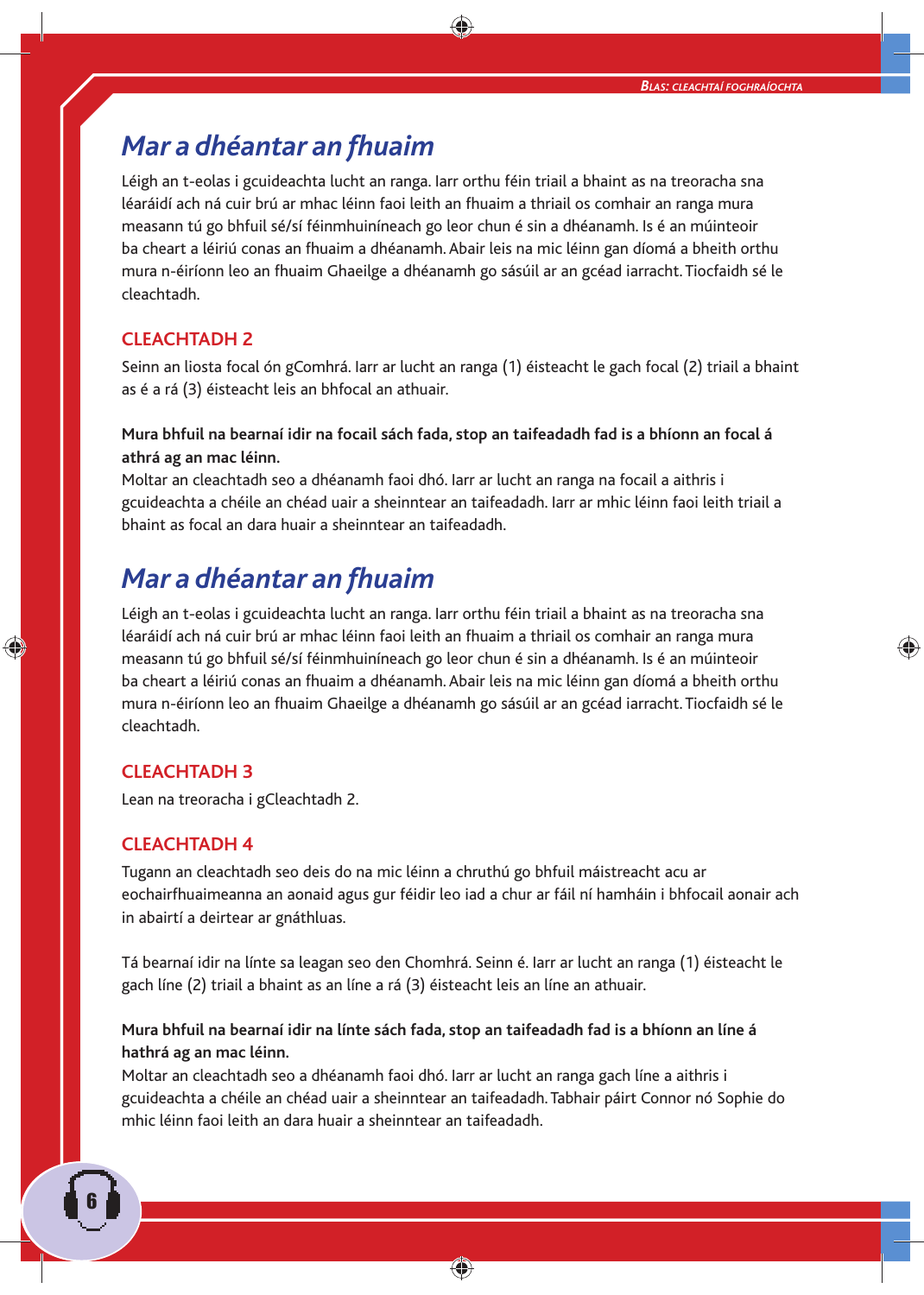## *Mar a dhéantar an fhuaim*

Léigh an t-eolas i gcuideachta lucht an ranga. Iarr orthu féin triail a bhaint as na treoracha sna léaráidí ach ná cuir brú ar mhac léinn faoi leith an fhuaim a thriail os comhair an ranga mura measann tú go bhfuil sé/sí féinmhuiníneach go leor chun é sin a dhéanamh. Is é an múinteoir ba cheart a léiriú conas an fhuaim a dhéanamh. Abair leis na mic léinn gan díomá a bheith orthu mura n-éiríonn leo an fhuaim Ghaeilge a dhéanamh go sásúil ar an gcéad iarracht. Tiocfaidh sé le cleachtadh.

### CLEACHTADH 2

Seinn an liosta focal ón gComhrá. Iarr ar lucht an ranga (1) éisteacht le gach focal (2) triail a bhaint as é a rá (3) éisteacht leis an bhfocal an athuair.

**Mura bhfuil na bearnaí idir na focail sách fada, stop an taifeadadh fad is a bhíonn an focal á athrá ag an mac léinn.**
Moltar an cleachtadh seo a dhéanamh faoi dhó. Iarr ar lucht an ranga na focail a aithris i gcuideachta a chéile an chéad uair a sheinntear an taifeadadh. Iarr ar mhic léinn faoi leith triail a bhaint as focal an dara huair a sheinntear an taifeadadh.

## *Mar a dhéantar an fhuaim*

Léigh an t-eolas i gcuideachta lucht an ranga. Iarr orthu féin triail a bhaint as na treoracha sna léaráidí ach ná cuir brú ar mhac léinn faoi leith an fhuaim a thriail os comhair an ranga mura measann tú go bhfuil sé/sí féinmhuiníneach go leor chun é sin a dhéanamh. Is é an múinteoir ba cheart a léiriú conas an fhuaim a dhéanamh. Abair leis na mic léinn gan díomá a bheith orthu mura n-éiríonn leo an fhuaim Ghaeilge a dhéanamh go sásúil ar an gcéad iarracht. Tiocfaidh sé le cleachtadh.

### CLEACHTADH 3

Lean na treoracha i gCleachtadh 2.

### CLEACHTADH 4

Tugann an cleachtadh seo deis do na mic léinn a chruthú go bhfuil máistreacht acu ar eochairfhuaimeanna an aonaid agus gur féidir leo iad a chur ar fáil ní hamháin i bhfocail aonair ach in abairtí a deirtear ar gnáthluas.

Tá bearnaí idir na línte sa leagan seo den Chomhrá. Seinn é. Iarr ar lucht an ranga (1) éisteacht le gach líne (2) triail a bhaint as an líne a rá (3) éisteacht leis an líne an athuair.

**Mura bhfuil na bearnaí idir na línte sách fada, stop an taifeadadh fad is a bhíonn an líne á hathrá ag an mac léinn.**
Moltar an cleachtadh seo a dhéanamh faoi dhó. Iarr ar lucht an ranga gach líne a aithris i gcuideachta a chéile an chéad uair a sheinntear an taifeadadh. Tabhair páirt Connor nó Sophie do mhic léinn faoi leith an dara huair a sheinntear an taifeadadh.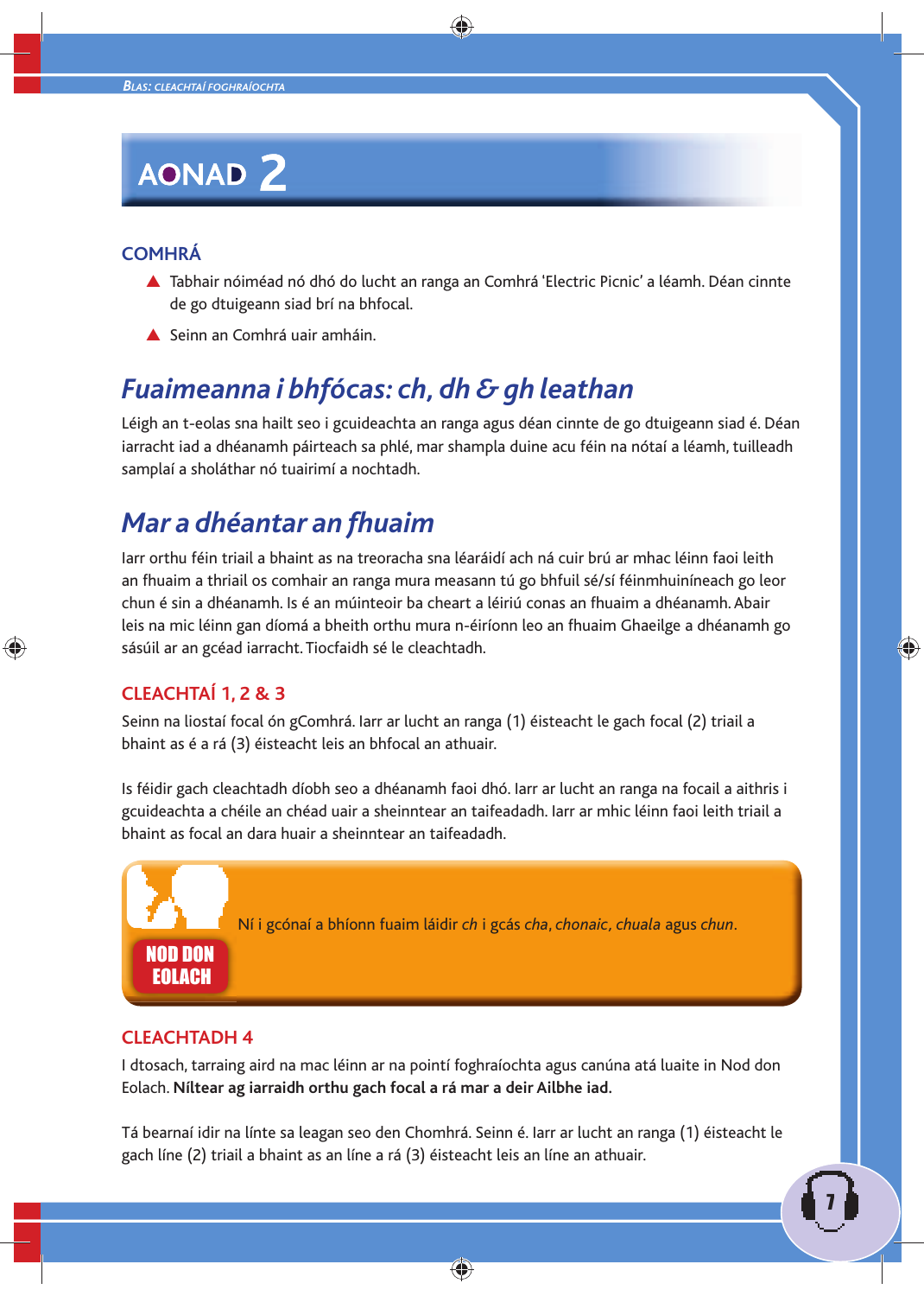# AONAD 2

## COMHRÁ

- Tabhair nóiméad nó dhó do lucht an ranga an Comhrá 'Electric Picnic' a léamh. Déan cinnte de go dtuigeann siad brí na bhfocal.
- Seinn an Comhrá uair amháin.

## *Fuaimeanna i bhfócas: ch, dh & gh leathan*

Léigh an t-eolas sna hailt seo i gcuideachta an ranga agus déan cinnte de go dtuigeann siad é. Déan iarracht iad a dhéanamh páirteach sa phlé, mar shampla duine acu féin na nótaí a léamh, tuilleadh samplaí a sholáthar nó tuairimí a nochtadh.

## *Mar a dhéantar an fhuaim*

Iarr orthu féin triail a bhaint as na treoracha sna léaráidí ach ná cuir brú ar mhac léinn faoi leith an fhuaim a thriail os comhair an ranga mura measann tú go bhfuil sé/sí féinmhuiníneach go leor chun é sin a dhéanamh. Is é an múinteoir ba cheart a léiriú conas an fhuaim a dhéanamh. Abair leis na mic léinn gan díomá a bheith orthu mura n-éiríonn leo an fhuaim Ghaeilge a dhéanamh go sásúil ar an gcéad iarracht. Tiocfaidh sé le cleachtadh.

### CLEACHTAÍ 1, 2 & 3

Seinn na liostaí focal ón gComhrá. Iarr ar lucht an ranga (1) éisteacht le gach focal (2) triail a bhaint as é a rá (3) éisteacht leis an bhfocal an athuair.

Is féidir gach cleachtadh díobh seo a dhéanamh faoi dhó. Iarr ar lucht an ranga na focail a aithris i gcuideachta a chéile an chéad uair a sheinntear an taifeadadh. Iarr ar mhic léinn faoi leith triail a bhaint as focal an dara huair a sheinntear an taifeadadh.

> **NOD DON EOLACH**
>
> Ní i gcónaí a bhíonn fuaim láidir *ch* i gcás *cha*, *chonaic*, *chuala* agus *chun*.

### CLEACHTADH 4

I dtosach, tarraing aird na mac léinn ar na pointí foghraíochta agus canúna atá luaite in Nod don Eolach. **Níltear ag iarraidh orthu gach focal a rá mar a deir Ailbhe iad.**

Tá bearnaí idir na línte sa leagan seo den Chomhrá. Seinn é. Iarr ar lucht an ranga (1) éisteacht le gach líne (2) triail a bhaint as an líne a rá (3) éisteacht leis an líne an athuair.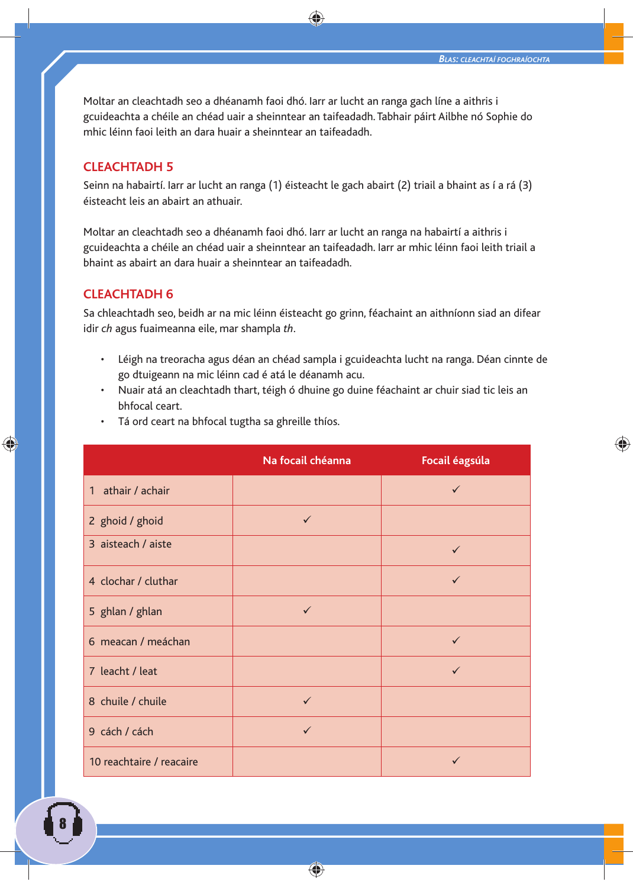Moltar an cleachtadh seo a dhéanamh faoi dhó. Iarr ar lucht an ranga gach líne a aithris i gcuideachta a chéile an chéad uair a sheinntear an taifeadadh. Tabhair páirt Ailbhe nó Sophie do mhic léinn faoi leith an dara huair a sheinntear an taifeadadh.

## CLEACHTADH 5

Seinn na habairtí. Iarr ar lucht an ranga (1) éisteacht le gach abairt (2) triail a bhaint as í a rá (3) éisteacht leis an abairt an athuair.

Moltar an cleachtadh seo a dhéanamh faoi dhó. Iarr ar lucht an ranga na habairtí a aithris i gcuideachta a chéile an chéad uair a sheinntear an taifeadadh. Iarr ar mhic léinn faoi leith triail a bhaint as abairt an dara huair a sheinntear an taifeadadh.

## CLEACHTADH 6

Sa chleachtadh seo, beidh ar na mic léinn éisteacht go grinn, féachaint an aithníonn siad an difear idir *ch* agus fuaimeanna eile, mar shampla *th*.

- Léigh na treoracha agus déan an chéad sampla i gcuideachta lucht na ranga. Déan cinnte de go dtuigeann na mic léinn cad é atá le déanamh acu.
- Nuair atá an cleachtadh thart, téigh ó dhuine go duine féachaint ar chuir siad tic leis an bhfocal ceart.
- Tá ord ceart na bhfocal tugtha sa ghreille thíos.

| | Na focail chéanna | Focail éagsúla |
|---|---|---|
| 1 athair / achair | | ✓ |
| 2 ghoid / ghoid | ✓ | |
| 3 aisteach / aiste | | ✓ |
| 4 clochar / cluthar | | ✓ |
| 5 ghlan / ghlan | ✓ | |
| 6 meacan / meáchan | | ✓ |
| 7 leacht / leat | | ✓ |
| 8 chuile / chuile | ✓ | |
| 9 cách / cách | ✓ | |
| 10 reachtaire / reacaire | | ✓ |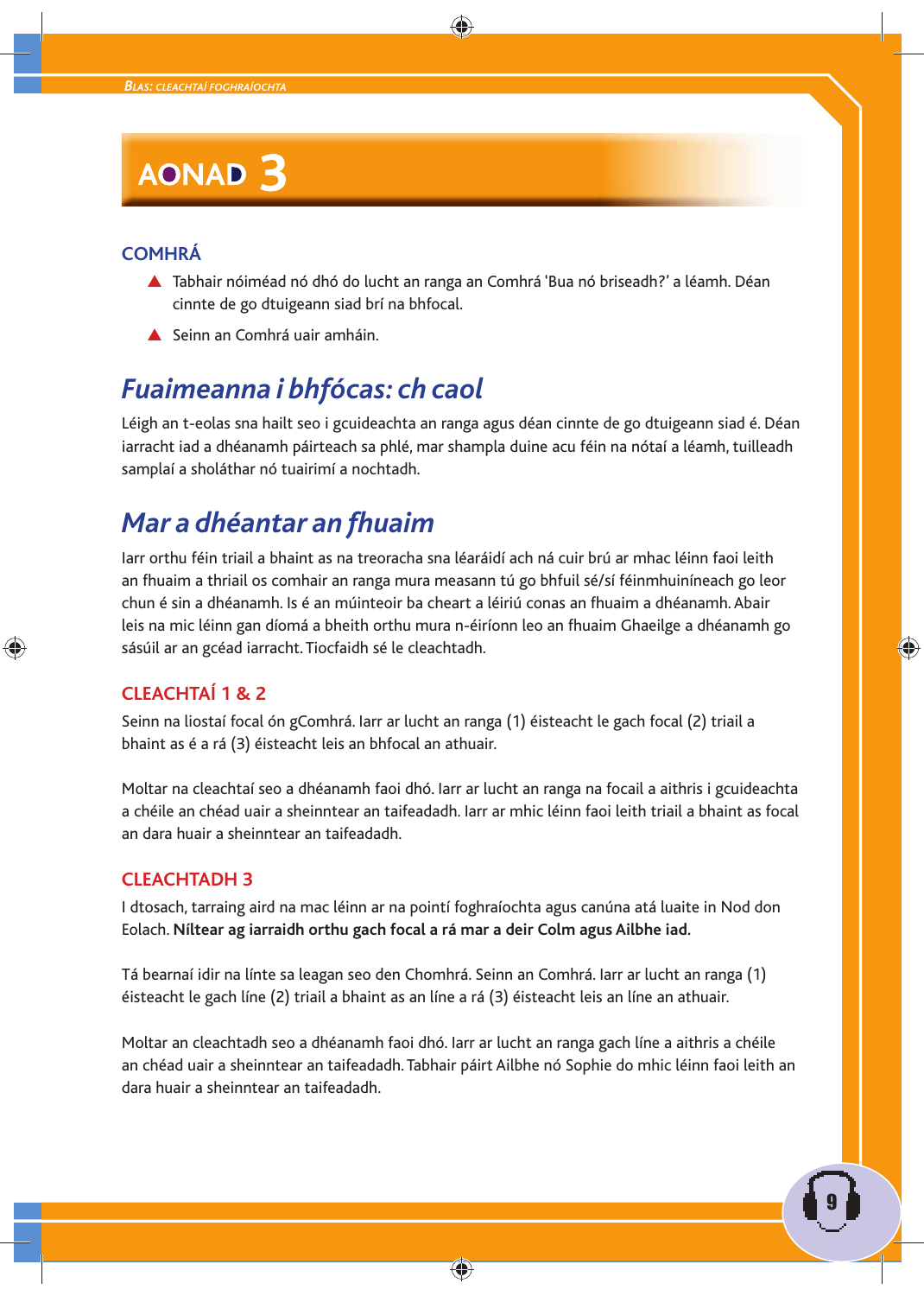# AONAD 3

## COMHRÁ

- Tabhair nóiméad nó dhó do lucht an ranga an Comhrá 'Bua nó briseadh?' a léamh. Déan cinnte de go dtuigeann siad brí na bhfocal.
- Seinn an Comhrá uair amháin.

## *Fuaimeanna i bhfócas: ch caol*

Léigh an t-eolas sna hailt seo i gcuideachta an ranga agus déan cinnte de go dtuigeann siad é. Déan iarracht iad a dhéanamh páirteach sa phlé, mar shampla duine acu féin na nótaí a léamh, tuilleadh samplaí a sholáthar nó tuairimí a nochtadh.

## *Mar a dhéantar an fhuaim*

Iarr orthu féin triail a bhaint as na treoracha sna léaráidí ach ná cuir brú ar mhac léinn faoi leith an fhuaim a thriail os comhair an ranga mura measann tú go bhfuil sé/sí féinmhuiníneach go leor chun é sin a dhéanamh. Is é an múinteoir ba cheart a léiriú conas an fhuaim a dhéanamh. Abair leis na mic léinn gan díomá a bheith orthu mura n-éiríonn leo an fhuaim Ghaeilge a dhéanamh go sásúil ar an gcéad iarracht. Tiocfaidh sé le cleachtadh.

### CLEACHTAÍ 1 & 2

Seinn na liostaí focal ón gComhrá. Iarr ar lucht an ranga (1) éisteacht le gach focal (2) triail a bhaint as é a rá (3) éisteacht leis an bhfocal an athuair.

Moltar na cleachtaí seo a dhéanamh faoi dhó. Iarr ar lucht an ranga na focail a aithris i gcuideachta a chéile an chéad uair a sheinntear an taifeadadh. Iarr ar mhic léinn faoi leith triail a bhaint as focal an dara huair a sheinntear an taifeadadh.

### CLEACHTADH 3

I dtosach, tarraing aird na mac léinn ar na pointí foghraíochta agus canúna atá luaite in Nod don Eolach. **Níltear ag iarraidh orthu gach focal a rá mar a deir Colm agus Ailbhe iad.**

Tá bearnaí idir na línte sa leagan seo den Chomhrá. Seinn an Comhrá. Iarr ar lucht an ranga (1) éisteacht le gach líne (2) triail a bhaint as an líne a rá (3) éisteacht leis an líne an athuair.

Moltar an cleachtadh seo a dhéanamh faoi dhó. Iarr ar lucht an ranga gach líne a aithris a chéile an chéad uair a sheinntear an taifeadadh. Tabhair páirt Ailbhe nó Sophie do mhic léinn faoi leith an dara huair a sheinntear an taifeadadh.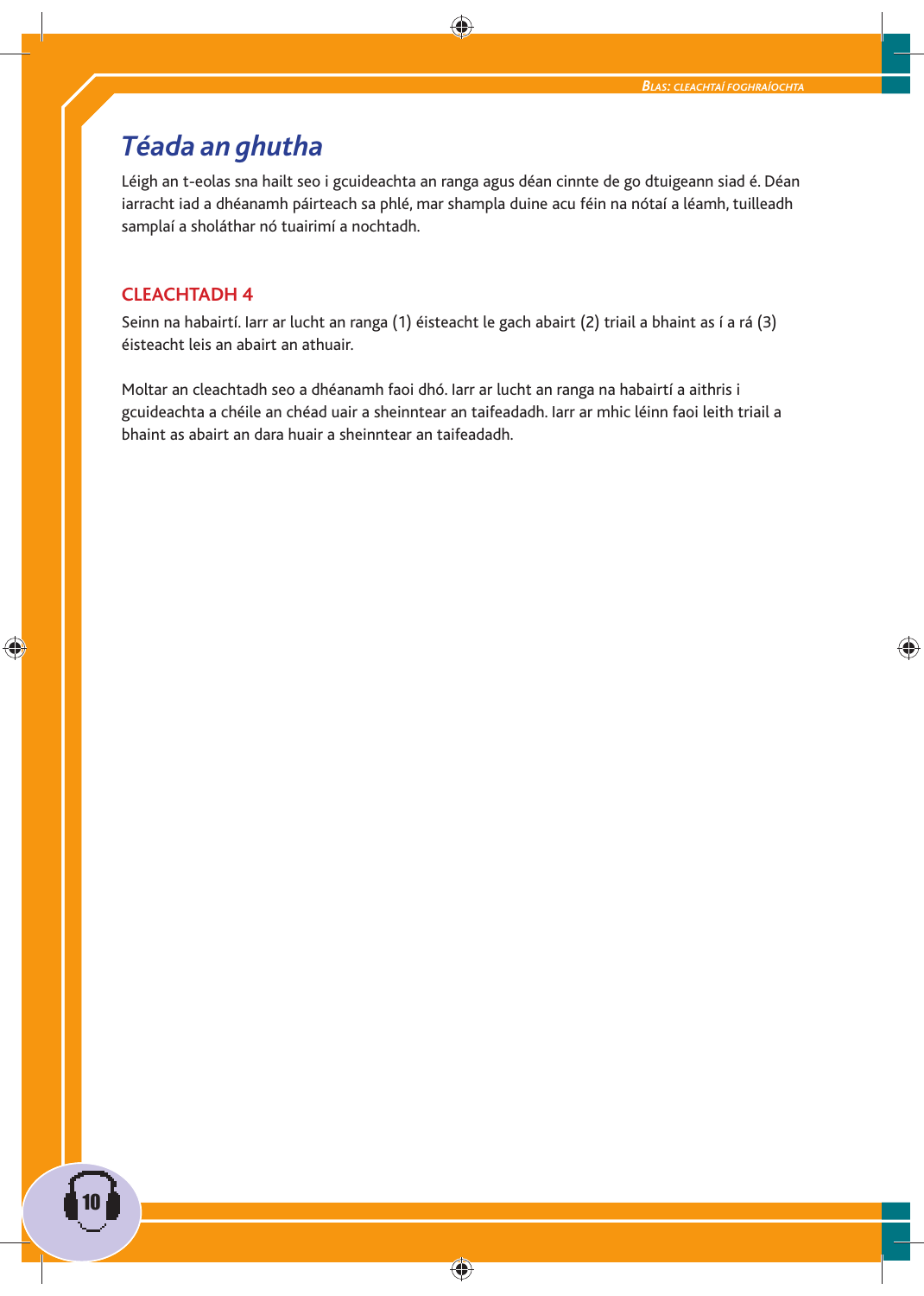# *Téada an ghutha*

Léigh an t-eolas sna hailt seo i gcuideachta an ranga agus déan cinnte de go dtuigeann siad é. Déan iarracht iad a dhéanamh páirteach sa phlé, mar shampla duine acu féin na nótaí a léamh, tuilleadh samplaí a sholáthar nó tuairimí a nochtadh.

## CLEACHTADH 4

Seinn na habairtí. Iarr ar lucht an ranga (1) éisteacht le gach abairt (2) triail a bhaint as í a rá (3) éisteacht leis an abairt an athuair.

Moltar an cleachtadh seo a dhéanamh faoi dhó. Iarr ar lucht an ranga na habairtí a aithris i gcuideachta a chéile an chéad uair a sheinntear an taifeadadh. Iarr ar mhic léinn faoi leith triail a bhaint as abairt an dara huair a sheinntear an taifeadadh.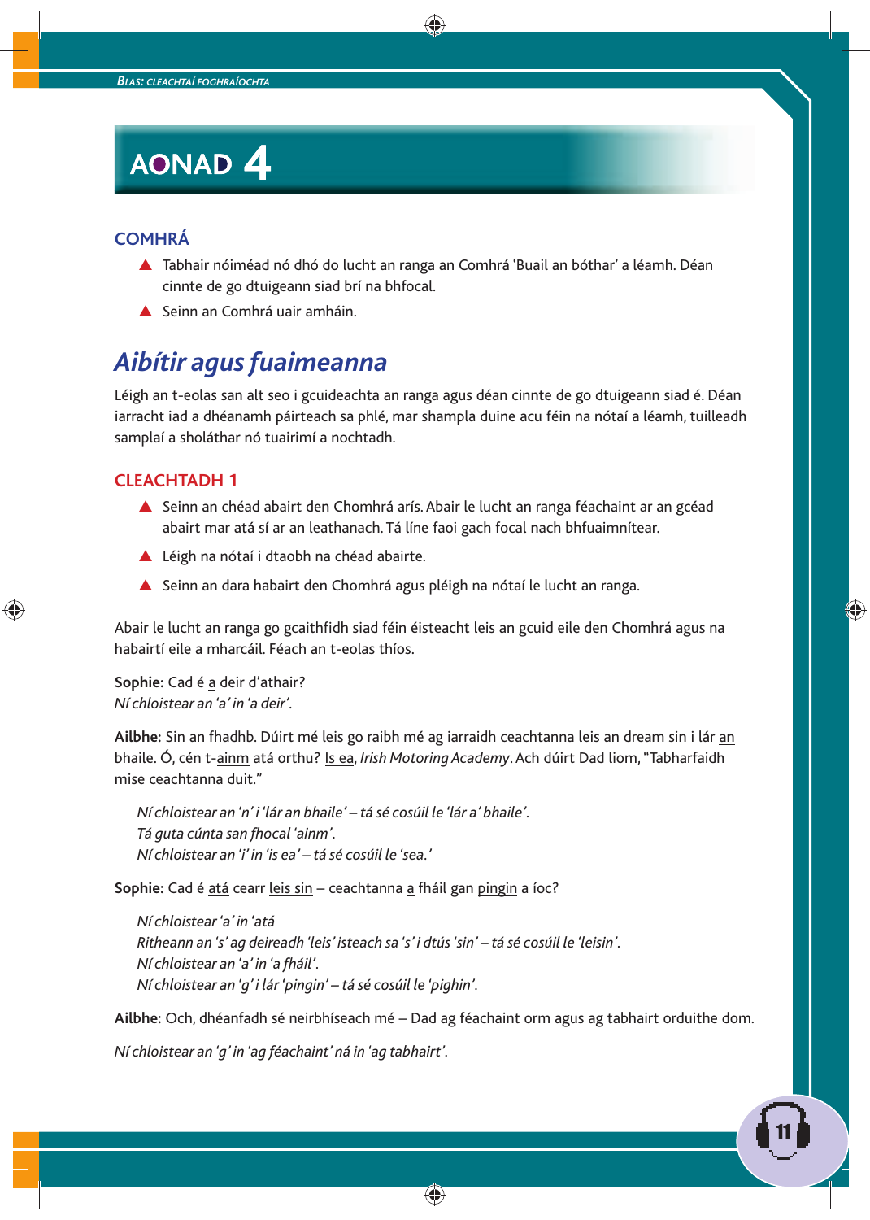# AONAD 4

## COMHRÁ

- Tabhair nóiméad nó dhó do lucht an ranga an Comhrá 'Buail an bóthar' a léamh. Déan cinnte de go dtuigeann siad brí na bhfocal.
- Seinn an Comhrá uair amháin.

## *Aibítir agus fuaimeanna*

Léigh an t-eolas san alt seo i gcuideachta an ranga agus déan cinnte de go dtuigeann siad é. Déan iarracht iad a dhéanamh páirteach sa phlé, mar shampla duine acu féin na nótaí a léamh, tuilleadh samplaí a sholáthar nó tuairimí a nochtadh.

### CLEACHTADH 1

- Seinn an chéad abairt den Chomhrá arís. Abair le lucht an ranga féachaint ar an gcéad abairt mar atá sí ar an leathanach. Tá líne faoi gach focal nach bhfuaimnítear.
- Léigh na nótaí i dtaobh na chéad abairte.
- Seinn an dara habairt den Chomhrá agus pléigh na nótaí le lucht an ranga.

Abair le lucht an ranga go gcaithfidh siad féin éisteacht leis an gcuid eile den Chomhrá agus na habairtí eile a mharcáil. Féach an t-eolas thíos.

**Sophie:** Cad é <u>a</u> deir d'athair?
*Ní chloistear an 'a' in 'a deir'.*

**Ailbhe:** Sin an fhadhb. Dúirt mé leis go raibh mé ag iarraidh ceachtanna leis an dream sin i lár <u>an</u> bhaile. Ó, cén t-<u>ainm</u> atá orthu? <u>Is ea</u>, *Irish Motoring Academy*. Ach dúirt Dad liom, "Tabharfaidh mise ceachtanna duit."

> *Ní chloistear an 'n' i 'lár an bhaile' – tá sé cosúil le 'lár a' bhaile'.*
> *Tá guta cúnta san fhocal 'ainm'.*
> *Ní chloistear an 'i' in 'is ea' – tá sé cosúil le 'sea.'*

**Sophie:** Cad é <u>atá</u> cearr <u>leis sin</u> – ceachtanna <u>a</u> fháil gan <u>pingin</u> a íoc?

> *Ní chloistear 'a' in 'atá*
> *Ritheann an 's' ag deireadh 'leis' isteach sa 's' i dtús 'sin' – tá sé cosúil le 'leisin'.*
> *Ní chloistear an 'a' in 'a fháil'.*
> *Ní chloistear an 'g' i lár 'pingin' – tá sé cosúil le 'pighin'.*

**Ailbhe:** Och, dhéanfadh sé neirbhíseach mé – Dad <u>ag</u> féachaint orm agus <u>ag</u> tabhairt orduithe dom.

*Ní chloistear an 'g' in 'ag féachaint' ná in 'ag tabhairt'.*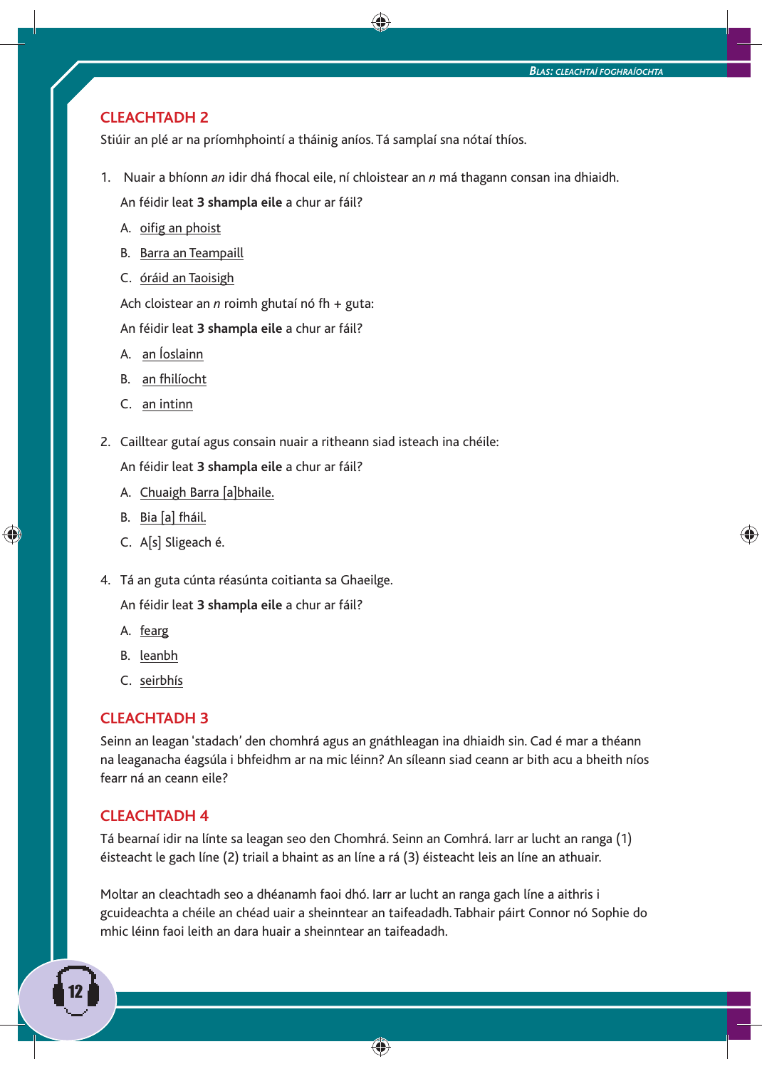## CLEACHTADH 2

Stiúir an plé ar na príomhphointí a tháinig aníos. Tá samplaí sna nótaí thíos.

1. Nuair a bhíonn *an* idir dhá fhocal eile, ní chloistear an *n* má thagann consan ina dhiaidh.

   An féidir leat **3 shampla eile** a chur ar fáil?

   A. oifig an phoist

   B. Barra an Teampaill

   C. óráid an Taoisigh

   Ach cloistear an *n* roimh ghutaí nó fh + guta:

   An féidir leat **3 shampla eile** a chur ar fáil?

   A. an Íoslainn

   B. an fhilíocht

   C. an intinn

2. Cailltear gutaí agus consain nuair a ritheann siad isteach ina chéile:

   An féidir leat **3 shampla eile** a chur ar fáil?

   A. Chuaigh Barra [a]bhaile.

   B. Bia [a] fháil.

   C. A[s] Sligeach é.

4. Tá an guta cúnta réasúnta coitianta sa Ghaeilge.

   An féidir leat **3 shampla eile** a chur ar fáil?

   A. fearg

   B. leanbh

   C. seirbhís

## CLEACHTADH 3

Seinn an leagan 'stadach' den chomhrá agus an gnáthleagan ina dhiaidh sin. Cad é mar a théann na leaganacha éagsúla i bhfeidhm ar na mic léinn? An síleann siad ceann ar bith acu a bheith níos fearr ná an ceann eile?

## CLEACHTADH 4

Tá bearnaí idir na línte sa leagan seo den Chomhrá. Seinn an Comhrá. Iarr ar lucht an ranga (1) éisteacht le gach líne (2) triail a bhaint as an líne a rá (3) éisteacht leis an líne an athuair.

Moltar an cleachtadh seo a dhéanamh faoi dhó. Iarr ar lucht an ranga gach líne a aithris i gcuideachta a chéile an chéad uair a sheinntear an taifeadadh. Tabhair páirt Connor nó Sophie do mhic léinn faoi leith an dara huair a sheinntear an taifeadadh.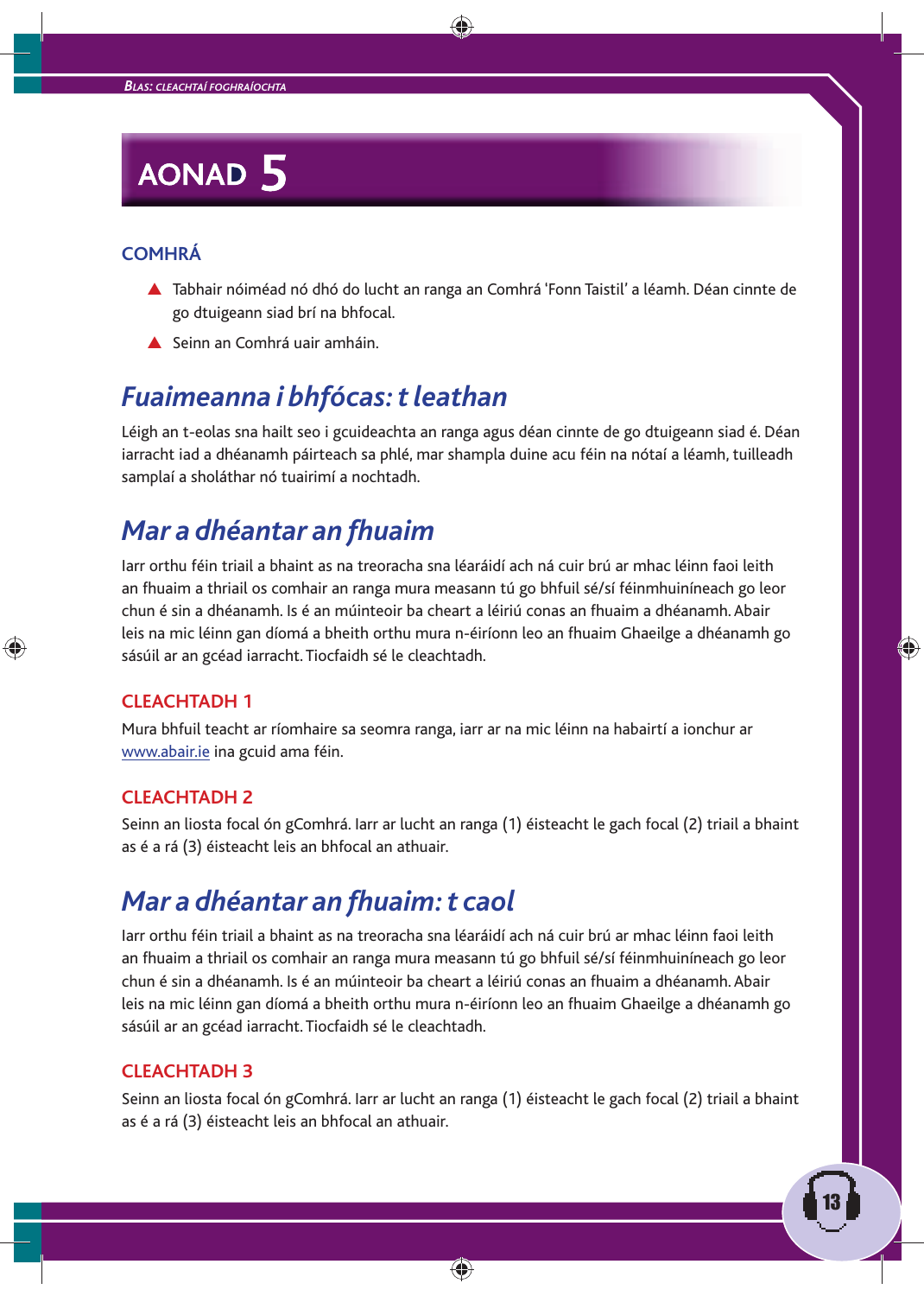# AONAD 5

## COMHRÁ

- Tabhair nóiméad nó dhó do lucht an ranga an Comhrá 'Fonn Taistil' a léamh. Déan cinnte de go dtuigeann siad brí na bhfocal.
- Seinn an Comhrá uair amháin.

## *Fuaimeanna i bhfócas: t leathan*

Léigh an t-eolas sna hailt seo i gcuideachta an ranga agus déan cinnte de go dtuigeann siad é. Déan iarracht iad a dhéanamh páirteach sa phlé, mar shampla duine acu féin na nótaí a léamh, tuilleadh samplaí a sholáthar nó tuairimí a nochtadh.

## *Mar a dhéantar an fhuaim*

Iarr orthu féin triail a bhaint as na treoracha sna léaráidí ach ná cuir brú ar mhac léinn faoi leith an fhuaim a thriail os comhair an ranga mura measann tú go bhfuil sé/sí féinmhuiníneach go leor chun é sin a dhéanamh. Is é an múinteoir ba cheart a léiriú conas an fhuaim a dhéanamh. Abair leis na mic léinn gan díomá a bheith orthu mura n-éiríonn leo an fhuaim Ghaeilge a dhéanamh go sásúil ar an gcéad iarracht. Tiocfaidh sé le cleachtadh.

### CLEACHTADH 1

Mura bhfuil teacht ar ríomhaire sa seomra ranga, iarr ar na mic léinn na habairtí a ionchur ar www.abair.ie ina gcuid ama féin.

### CLEACHTADH 2

Seinn an liosta focal ón gComhrá. Iarr ar lucht an ranga (1) éisteacht le gach focal (2) triail a bhaint as é a rá (3) éisteacht leis an bhfocal an athuair.

## *Mar a dhéantar an fhuaim: t caol*

Iarr orthu féin triail a bhaint as na treoracha sna léaráidí ach ná cuir brú ar mhac léinn faoi leith an fhuaim a thriail os comhair an ranga mura measann tú go bhfuil sé/sí féinmhuiníneach go leor chun é sin a dhéanamh. Is é an múinteoir ba cheart a léiriú conas an fhuaim a dhéanamh. Abair leis na mic léinn gan díomá a bheith orthu mura n-éiríonn leo an fhuaim Ghaeilge a dhéanamh go sásúil ar an gcéad iarracht. Tiocfaidh sé le cleachtadh.

### CLEACHTADH 3

Seinn an liosta focal ón gComhrá. Iarr ar lucht an ranga (1) éisteacht le gach focal (2) triail a bhaint as é a rá (3) éisteacht leis an bhfocal an athuair.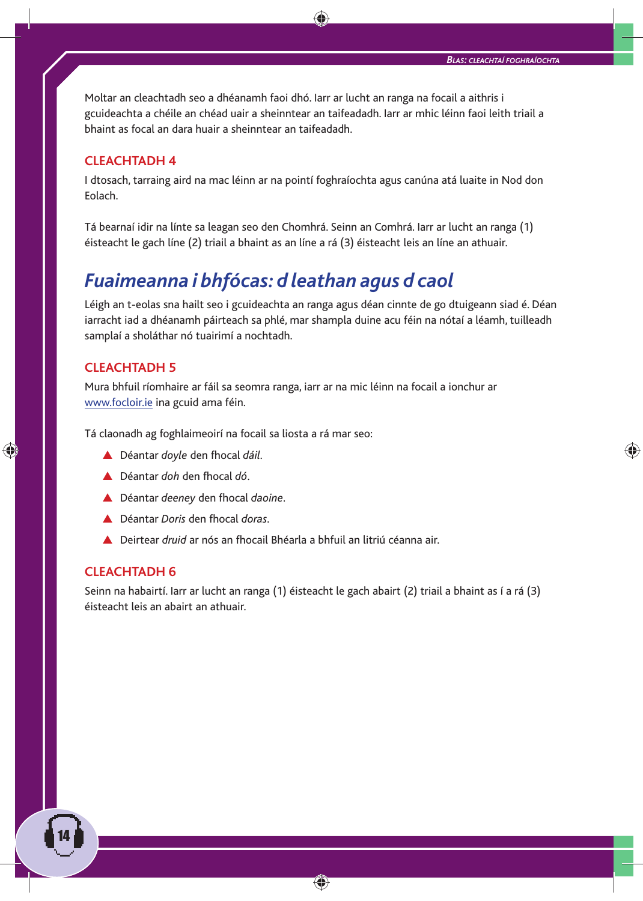Moltar an cleachtadh seo a dhéanamh faoi dhó. Iarr ar lucht an ranga na focail a aithris i gcuideachta a chéile an chéad uair a sheinntear an taifeadadh. Iarr ar mhic léinn faoi leith triail a bhaint as focal an dara huair a sheinntear an taifeadadh.

### CLEACHTADH 4

I dtosach, tarraing aird na mac léinn ar na pointí foghraíochta agus canúna atá luaite in Nod don Eolach.

Tá bearnaí idir na línte sa leagan seo den Chomhrá. Seinn an Comhrá. Iarr ar lucht an ranga (1) éisteacht le gach líne (2) triail a bhaint as an líne a rá (3) éisteacht leis an líne an athuair.

## *Fuaimeanna i bhfócas: d leathan agus d caol*

Léigh an t-eolas sna hailt seo i gcuideachta an ranga agus déan cinnte de go dtuigeann siad é. Déan iarracht iad a dhéanamh páirteach sa phlé, mar shampla duine acu féin na nótaí a léamh, tuilleadh samplaí a sholáthar nó tuairimí a nochtadh.

### CLEACHTADH 5

Mura bhfuil ríomhaire ar fáil sa seomra ranga, iarr ar na mic léinn na focail a ionchur ar www.focloir.ie ina gcuid ama féin.

Tá claonadh ag foghlaimeoirí na focail sa liosta a rá mar seo:

- Déantar *doyle* den fhocal *dáil*.
- Déantar *doh* den fhocal *dó*.
- Déantar *deeney* den fhocal *daoine*.
- Déantar *Doris* den fhocal *doras*.
- Deirtear *druid* ar nós an fhocail Bhéarla a bhfuil an litriú céanna air.

### CLEACHTADH 6

Seinn na habairtí. Iarr ar lucht an ranga (1) éisteacht le gach abairt (2) triail a bhaint as í a rá (3) éisteacht leis an abairt an athuair.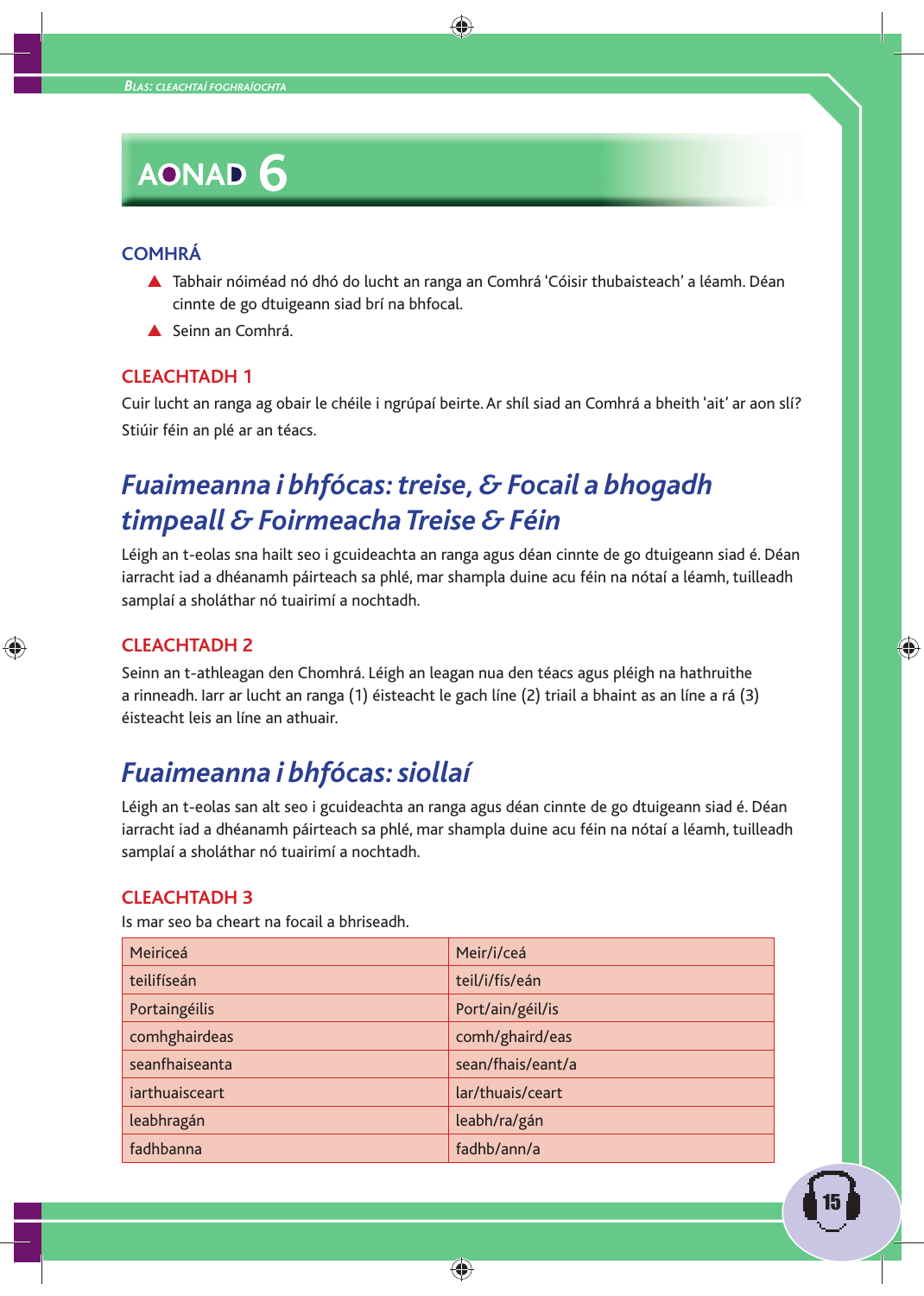# AONAD 6

## COMHRÁ

- Tabhair nóiméad nó dhó do lucht an ranga an Comhrá 'Cóisir thubaisteach' a léamh. Déan cinnte de go dtuigeann siad brí na bhfocal.
- Seinn an Comhrá.

### CLEACHTADH 1

Cuir lucht an ranga ag obair le chéile i ngrúpaí beirte. Ar shíl siad an Comhrá a bheith 'ait' ar aon slí? Stiúir féin an plé ar an téacs.

## *Fuaimeanna i bhfócas: treise, & Focail a bhogadh timpeall & Foirmeacha Treise & Féin*

Léigh an t-eolas sna hailt seo i gcuideachta an ranga agus déan cinnte de go dtuigeann siad é. Déan iarracht iad a dhéanamh páirteach sa phlé, mar shampla duine acu féin na nótaí a léamh, tuilleadh samplaí a sholáthar nó tuairimí a nochtadh.

### CLEACHTADH 2

Seinn an t-athleagan den Chomhrá. Léigh an leagan nua den téacs agus pléigh na hathruithe a rinneadh. Iarr ar lucht an ranga (1) éisteacht le gach líne (2) triail a bhaint as an líne a rá (3) éisteacht leis an líne an athuair.

## *Fuaimeanna i bhfócas: siollaí*

Léigh an t-eolas san alt seo i gcuideachta an ranga agus déan cinnte de go dtuigeann siad é. Déan iarracht iad a dhéanamh páirteach sa phlé, mar shampla duine acu féin na nótaí a léamh, tuilleadh samplaí a sholáthar nó tuairimí a nochtadh.

### CLEACHTADH 3

Is mar seo ba cheart na focail a bhriseadh.

| | |
|---|---|
| Meiriceá | Meir/i/ceá |
| teilifíseán | teil/i/fís/eán |
| Portaingéilis | Port/ain/géil/is |
| comhghairdeas | comh/ghaird/eas |
| seanfhaiseanta | sean/fhais/eant/a |
| iarthuaisceart | Iar/thuais/ceart |
| leabhragán | leabh/ra/gán |
| fadhbanna | fadhb/ann/a |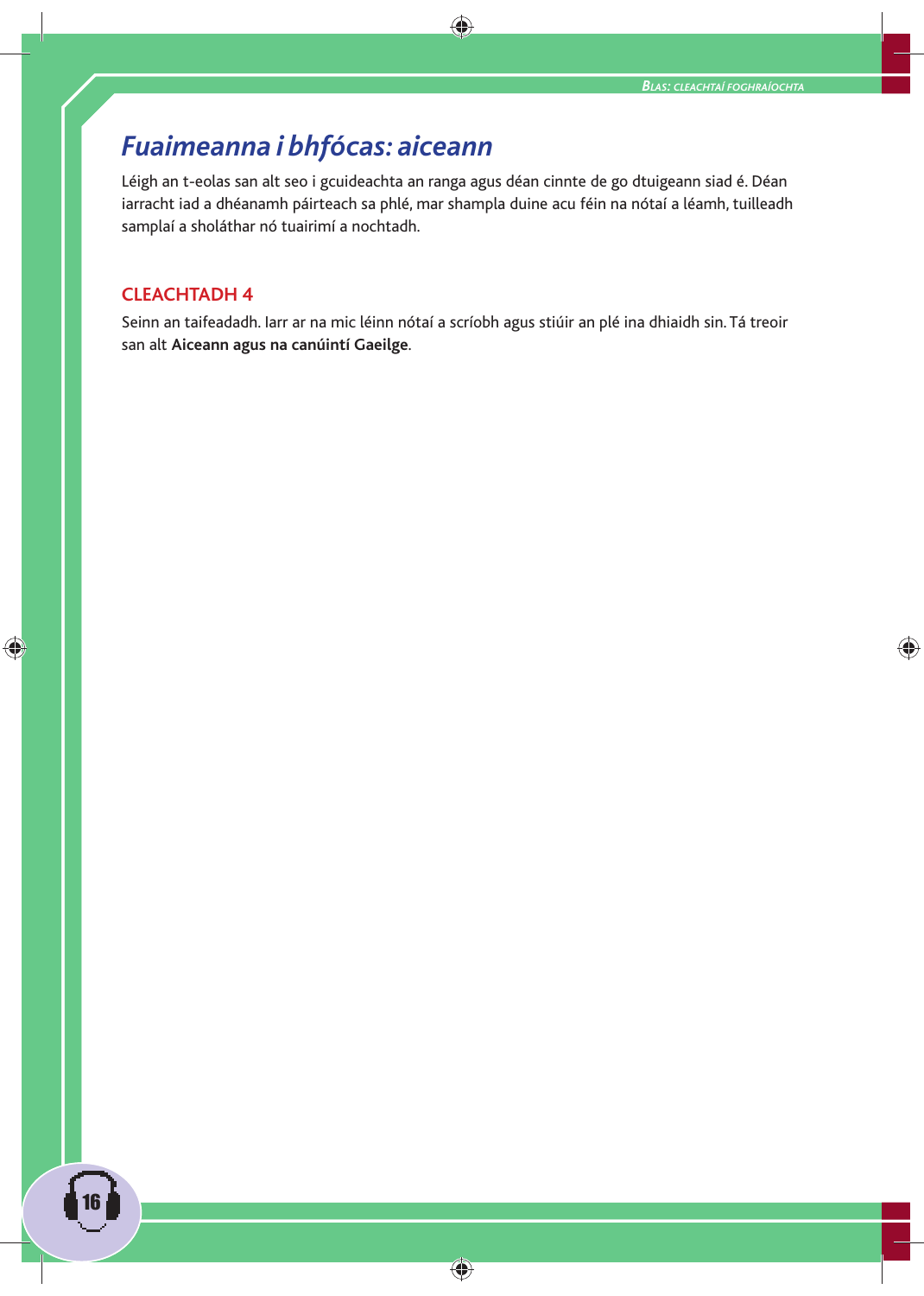# *Fuaimeanna i bhfócas: aiceann*

Léigh an t-eolas san alt seo i gcuideachta an ranga agus déan cinnte de go dtuigeann siad é. Déan iarracht iad a dhéanamh páirteach sa phlé, mar shampla duine acu féin na nótaí a léamh, tuilleadh samplaí a sholáthar nó tuairimí a nochtadh.

## CLEACHTADH 4

Seinn an taifeadadh. Iarr ar na mic léinn nótaí a scríobh agus stiúir an plé ina dhiaidh sin. Tá treoir san alt **Aiceann agus na canúintí Gaeilge**.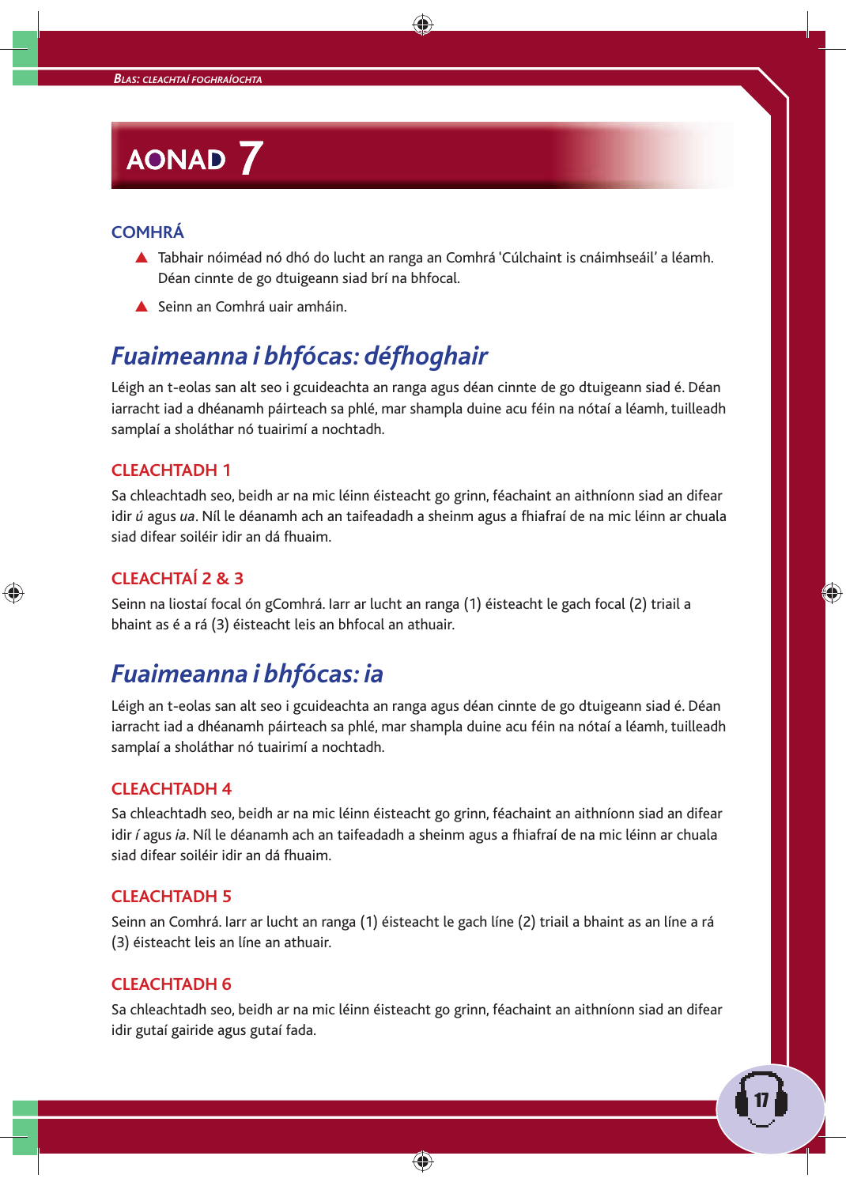# AONAD 7

## COMHRÁ

- Tabhair nóiméad nó dhó do lucht an ranga an Comhrá 'Cúlchaint is cnáimhseáil' a léamh. Déan cinnte de go dtuigeann siad brí na bhfocal.
- Seinn an Comhrá uair amháin.

## *Fuaimeanna i bhfócas: défhoghair*

Léigh an t-eolas san alt seo i gcuideachta an ranga agus déan cinnte de go dtuigeann siad é. Déan iarracht iad a dhéanamh páirteach sa phlé, mar shampla duine acu féin na nótaí a léamh, tuilleadh samplaí a sholáthar nó tuairimí a nochtadh.

### CLEACHTADH 1

Sa chleachtadh seo, beidh ar na mic léinn éisteacht go grinn, féachaint an aithníonn siad an difear idir *ú* agus *ua*. Níl le déanamh ach an taifeadadh a sheinm agus a fhiafraí de na mic léinn ar chuala siad difear soiléir idir an dá fhuaim.

### CLEACHTAÍ 2 & 3

Seinn na liostaí focal ón gComhrá. Iarr ar lucht an ranga (1) éisteacht le gach focal (2) triail a bhaint as é a rá (3) éisteacht leis an bhfocal an athuair.

## *Fuaimeanna i bhfócas: ia*

Léigh an t-eolas san alt seo i gcuideachta an ranga agus déan cinnte de go dtuigeann siad é. Déan iarracht iad a dhéanamh páirteach sa phlé, mar shampla duine acu féin na nótaí a léamh, tuilleadh samplaí a sholáthar nó tuairimí a nochtadh.

### CLEACHTADH 4

Sa chleachtadh seo, beidh ar na mic léinn éisteacht go grinn, féachaint an aithníonn siad an difear idir *í* agus *ia*. Níl le déanamh ach an taifeadadh a sheinm agus a fhiafraí de na mic léinn ar chuala siad difear soiléir idir an dá fhuaim.

### CLEACHTADH 5

Seinn an Comhrá. Iarr ar lucht an ranga (1) éisteacht le gach líne (2) triail a bhaint as an líne a rá (3) éisteacht leis an líne an athuair.

### CLEACHTADH 6

Sa chleachtadh seo, beidh ar na mic léinn éisteacht go grinn, féachaint an aithníonn siad an difear idir gutaí gairide agus gutaí fada.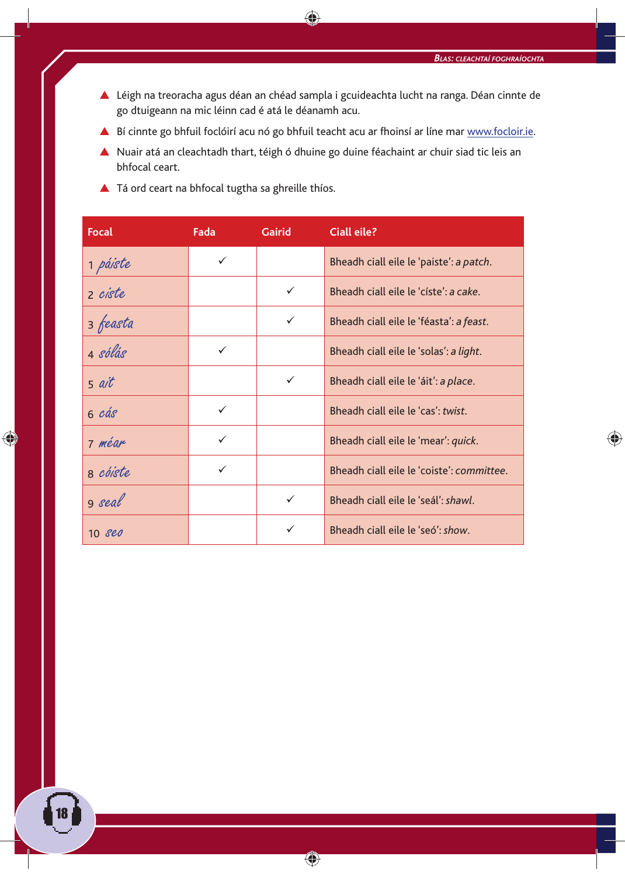- Léigh na treoracha agus déan an chéad sampla i gcuideachta lucht na ranga. Déan cinnte de go dtuigeann na mic léinn cad é atá le déanamh acu.
- Bí cinnte go bhfuil foclóirí acu nó go bhfuil teacht acu ar fhoinsí ar líne mar www.focloir.ie.
- Nuair atá an cleachtadh thart, téigh ó dhuine go duine féachaint ar chuir siad tic leis an bhfocal ceart.
- Tá ord ceart na bhfocal tugtha sa ghreille thíos.

| Focal | Fada | Gairid | Ciall eile? |
|---|---|---|---|
| 1 páiste | ✓ | | Bheadh ciall eile le 'paiste': *a patch*. |
| 2 ciste | | ✓ | Bheadh ciall eile le 'císte': *a cake*. |
| 3 feasta | | ✓ | Bheadh ciall eile le 'féasta': *a feast*. |
| 4 sólás | ✓ | | Bheadh ciall eile le 'solas': *a light*. |
| 5 ait | | ✓ | Bheadh ciall eile le 'áit': *a place*. |
| 6 cás | ✓ | | Bheadh ciall eile le 'cas': *twist*. |
| 7 méar | ✓ | | Bheadh ciall eile le 'mear': *quick*. |
| 8 cóiste | ✓ | | Bheadh ciall eile le 'coiste': *committee*. |
| 9 seal | | ✓ | Bheadh ciall eile le 'seál': *shawl*. |
| 10 seo | | ✓ | Bheadh ciall eile le 'seó': *show*. |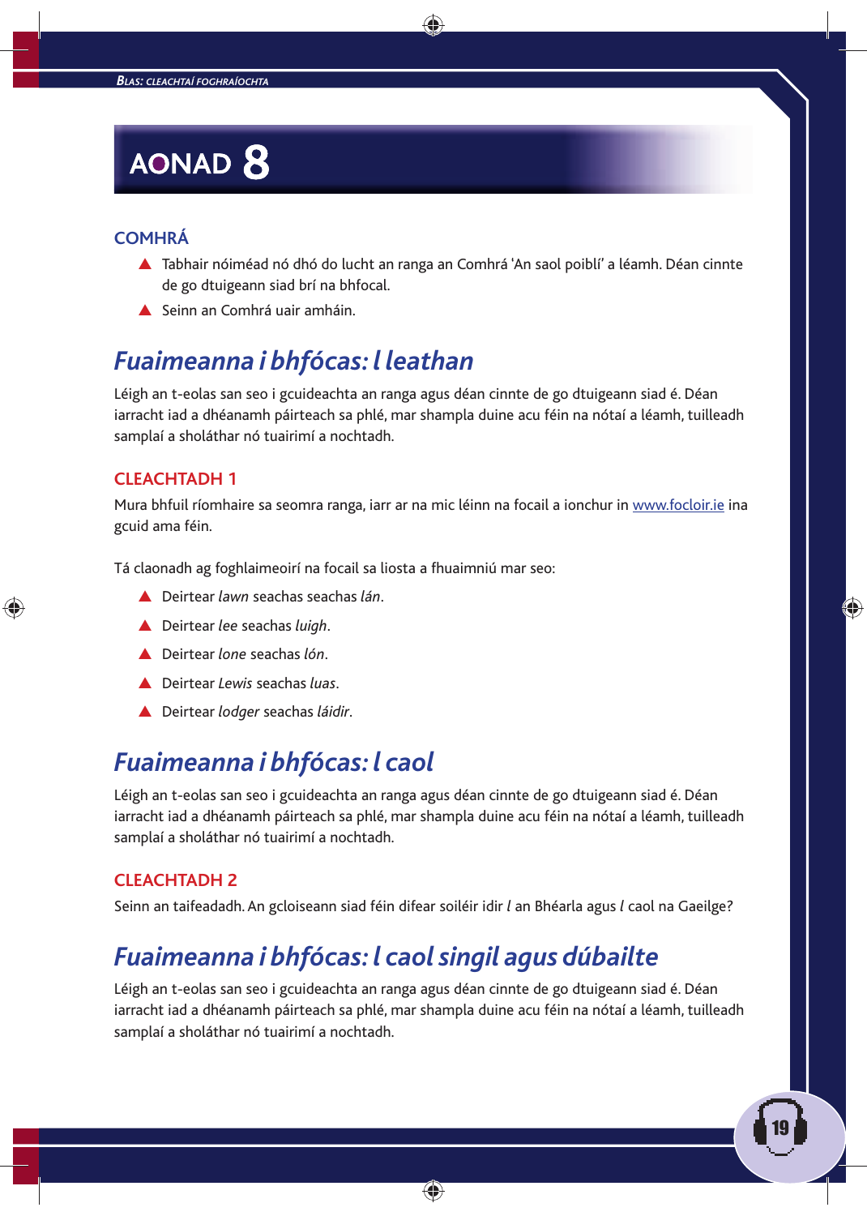# AONAD 8

## COMHRÁ

- Tabhair nóiméad nó dhó do lucht an ranga an Comhrá 'An saol poiblí' a léamh. Déan cinnte de go dtuigeann siad brí na bhfocal.
- Seinn an Comhrá uair amháin.

## *Fuaimeanna i bhfócas: l leathan*

Léigh an t-eolas san seo i gcuideachta an ranga agus déan cinnte de go dtuigeann siad é. Déan iarracht iad a dhéanamh páirteach sa phlé, mar shampla duine acu féin na nótaí a léamh, tuilleadh samplaí a sholáthar nó tuairimí a nochtadh.

### CLEACHTADH 1

Mura bhfuil ríomhaire sa seomra ranga, iarr ar na mic léinn na focail a ionchur in www.focloir.ie ina gcuid ama féin.

Tá claonadh ag foghlaimeoirí na focail sa liosta a fhuaimniú mar seo:

- Deirtear *lawn* seachas seachas *lán*.
- Deirtear *lee* seachas *luigh*.
- Deirtear *lone* seachas *lón*.
- Deirtear *Lewis* seachas *luas*.
- Deirtear *lodger* seachas *láidir*.

## *Fuaimeanna i bhfócas: l caol*

Léigh an t-eolas san seo i gcuideachta an ranga agus déan cinnte de go dtuigeann siad é. Déan iarracht iad a dhéanamh páirteach sa phlé, mar shampla duine acu féin na nótaí a léamh, tuilleadh samplaí a sholáthar nó tuairimí a nochtadh.

### CLEACHTADH 2

Seinn an taifeadadh. An gcloiseann siad féin difear soiléir idir *l* an Bhéarla agus *l* caol na Gaeilge?

## *Fuaimeanna i bhfócas: l caol singil agus dúbailte*

Léigh an t-eolas san seo i gcuideachta an ranga agus déan cinnte de go dtuigeann siad é. Déan iarracht iad a dhéanamh páirteach sa phlé, mar shampla duine acu féin na nótaí a léamh, tuilleadh samplaí a sholáthar nó tuairimí a nochtadh.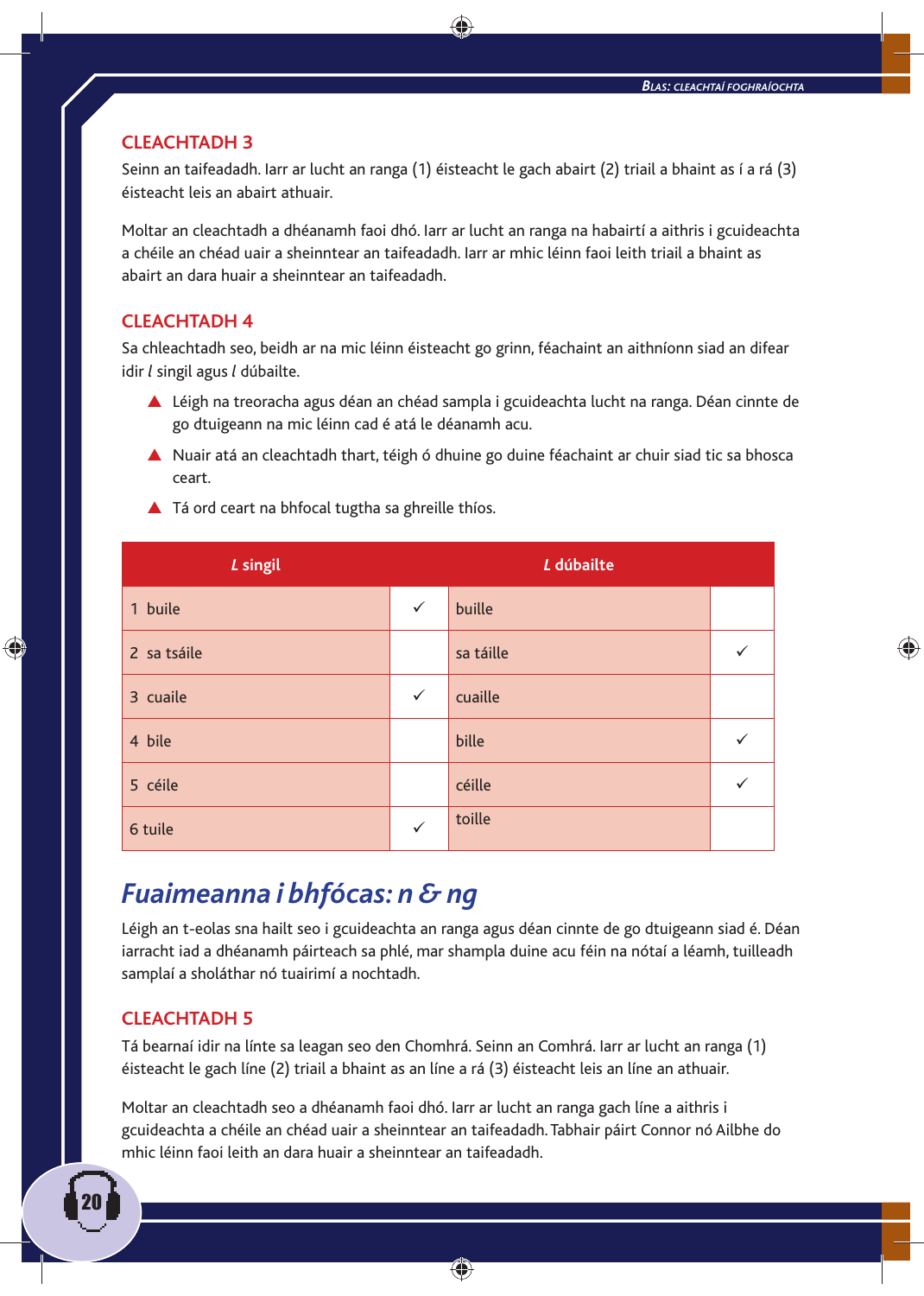## CLEACHTADH 3

Seinn an taifeadadh. Iarr ar lucht an ranga (1) éisteacht le gach abairt (2) triail a bhaint as í a rá (3) éisteacht leis an abairt athuair.

Moltar an cleachtadh a dhéanamh faoi dhó. Iarr ar lucht an ranga na habairtí a aithris i gcuideachta a chéile an chéad uair a sheinntear an taifeadadh. Iarr ar mhic léinn faoi leith triail a bhaint as abairt an dara huair a sheinntear an taifeadadh.

## CLEACHTADH 4

Sa chleachtadh seo, beidh ar na mic léinn éisteacht go grinn, féachaint an aithníonn siad an difear idir *l* singil agus *l* dúbailte.

- Léigh na treoracha agus déan an chéad sampla i gcuideachta lucht na ranga. Déan cinnte de go dtuigeann na mic léinn cad é atá le déanamh acu.
- Nuair atá an cleachtadh thart, téigh ó dhuine go duine féachaint ar chuir siad tic sa bhosca ceart.
- Tá ord ceart na bhfocal tugtha sa ghreille thíos.

| *L* singil | | *L* dúbailte | |
|---|---|---|---|
| 1 buile | ✓ | buille | |
| 2 sa tsáile | | sa táille | ✓ |
| 3 cuaile | ✓ | cuaille | |
| 4 bile | | bille | ✓ |
| 5 céile | | céille | ✓ |
| 6 tuile | ✓ | toille | |

# *Fuaimeanna i bhfócas: n & ng*

Léigh an t-eolas sna hailt seo i gcuideachta an ranga agus déan cinnte de go dtuigeann siad é. Déan iarracht iad a dhéanamh páirteach sa phlé, mar shampla duine acu féin na nótaí a léamh, tuilleadh samplaí a sholáthar nó tuairimí a nochtadh.

## CLEACHTADH 5

Tá bearnaí idir na línte sa leagan seo den Chomhrá. Seinn an Comhrá. Iarr ar lucht an ranga (1) éisteacht le gach líne (2) triail a bhaint as an líne a rá (3) éisteacht leis an líne an athuair.

Moltar an cleachtadh seo a dhéanamh faoi dhó. Iarr ar lucht an ranga gach líne a aithris i gcuideachta a chéile an chéad uair a sheinntear an taifeadadh. Tabhair páirt Connor nó Ailbhe do mhic léinn faoi leith an dara huair a sheinntear an taifeadadh.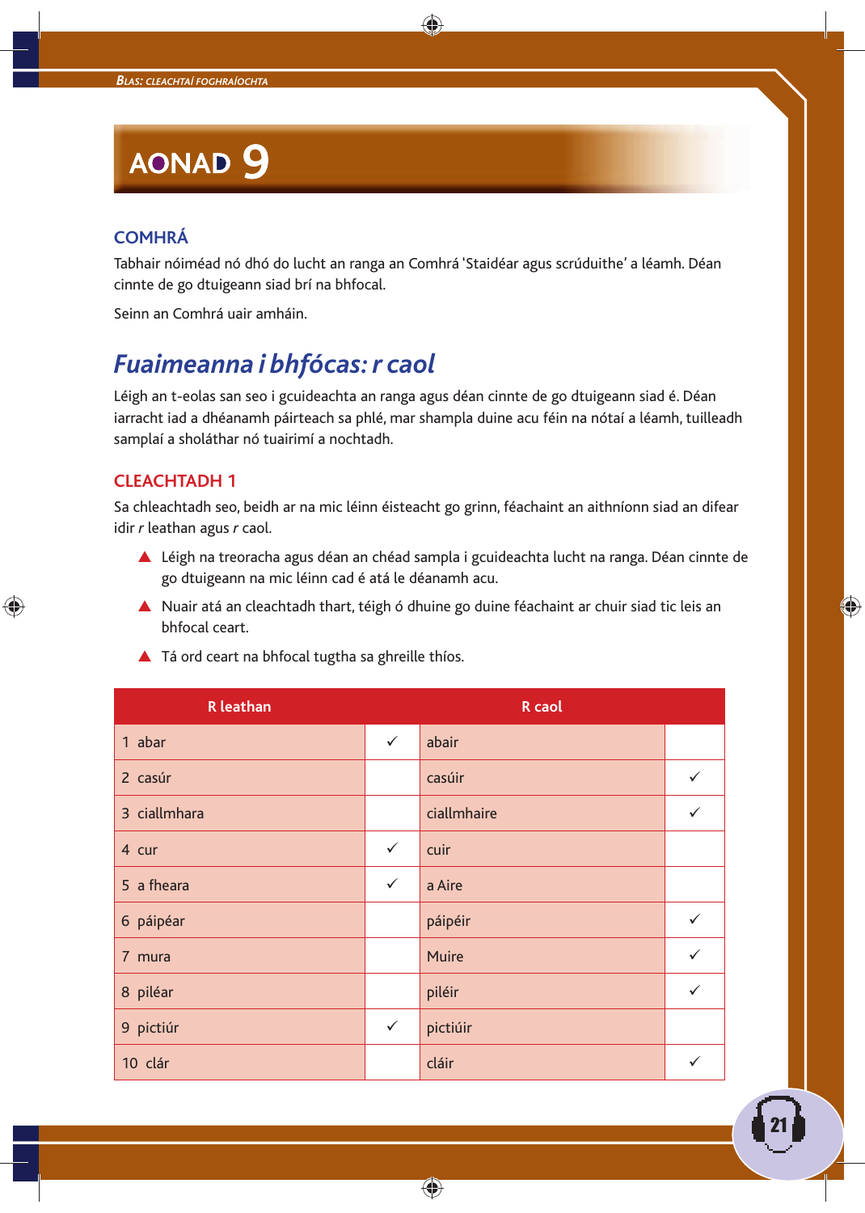# AONAD 9

## COMHRÁ

Tabhair nóiméad nó dhó do lucht an ranga an Comhrá 'Staidéar agus scrúduithe' a léamh. Déan cinnte de go dtuigeann siad brí na bhfocal.

Seinn an Comhrá uair amháin.

## *Fuaimeanna i bhfócas: r caol*

Léigh an t-eolas san seo i gcuideachta an ranga agus déan cinnte de go dtuigeann siad é. Déan iarracht iad a dhéanamh páirteach sa phlé, mar shampla duine acu féin na nótaí a léamh, tuilleadh samplaí a sholáthar nó tuairimí a nochtadh.

### CLEACHTADH 1

Sa chleachtadh seo, beidh ar na mic léinn éisteacht go grinn, féachaint an aithníonn siad an difear idir *r* leathan agus *r* caol.

- Léigh na treoracha agus déan an chéad sampla i gcuideachta lucht na ranga. Déan cinnte de go dtuigeann na mic léinn cad é atá le déanamh acu.
- Nuair atá an cleachtadh thart, téigh ó dhuine go duine féachaint ar chuir siad tic leis an bhfocal ceart.
- Tá ord ceart na bhfocal tugtha sa ghreille thíos.

| R leathan | | R caol | |
|---|---|---|---|
| 1 abar | ✓ | abair | |
| 2 casúr | | casúir | ✓ |
| 3 ciallmhara | | ciallmhaire | ✓ |
| 4 cur | ✓ | cuir | |
| 5 a fheara | ✓ | a Aire | |
| 6 páipéar | | páipéir | ✓ |
| 7 mura | | Muire | ✓ |
| 8 piléar | | piléir | ✓ |
| 9 pictiúr | ✓ | pictiúir | |
| 10 clár | | cláir | ✓ |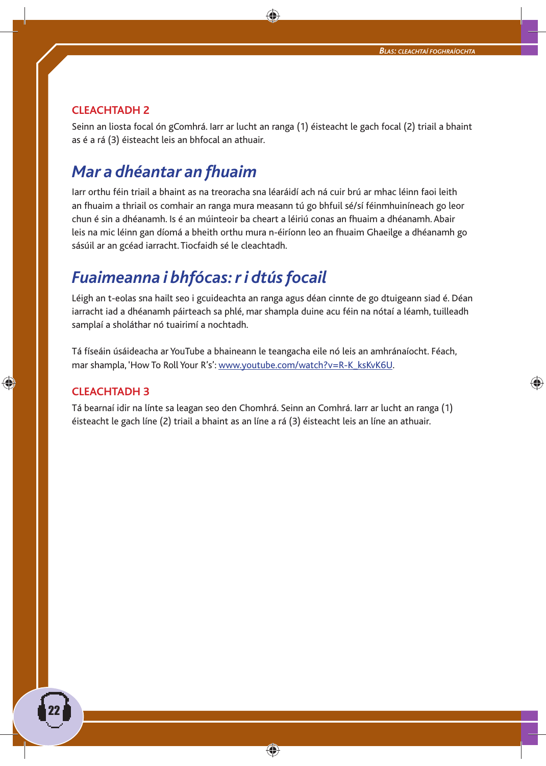## CLEACHTADH 2

Seinn an liosta focal ón gComhrá. Iarr ar lucht an ranga (1) éisteacht le gach focal (2) triail a bhaint as é a rá (3) éisteacht leis an bhfocal an athuair.

## *Mar a dhéantar an fhuaim*

Iarr orthu féin triail a bhaint as na treoracha sna léaráidí ach ná cuir brú ar mhac léinn faoi leith an fhuaim a thriail os comhair an ranga mura measann tú go bhfuil sé/sí féinmhuiníneach go leor chun é sin a dhéanamh. Is é an múinteoir ba cheart a léiriú conas an fhuaim a dhéanamh. Abair leis na mic léinn gan díomá a bheith orthu mura n-éiríonn leo an fhuaim Ghaeilge a dhéanamh go sásúil ar an gcéad iarracht. Tiocfaidh sé le cleachtadh.

## *Fuaimeanna i bhfócas: r i dtús focail*

Léigh an t-eolas sna hailt seo i gcuideachta an ranga agus déan cinnte de go dtuigeann siad é. Déan iarracht iad a dhéanamh páirteach sa phlé, mar shampla duine acu féin na nótaí a léamh, tuilleadh samplaí a sholáthar nó tuairimí a nochtadh.

Tá físeáin úsáideacha ar YouTube a bhaineann le teangacha eile nó leis an amhránaíocht. Féach, mar shampla, 'How To Roll Your R's': www.youtube.com/watch?v=R-K_ksKvK6U.

## CLEACHTADH 3

Tá bearnaí idir na línte sa leagan seo den Chomhrá. Seinn an Comhrá. Iarr ar lucht an ranga (1) éisteacht le gach líne (2) triail a bhaint as an líne a rá (3) éisteacht leis an líne an athuair.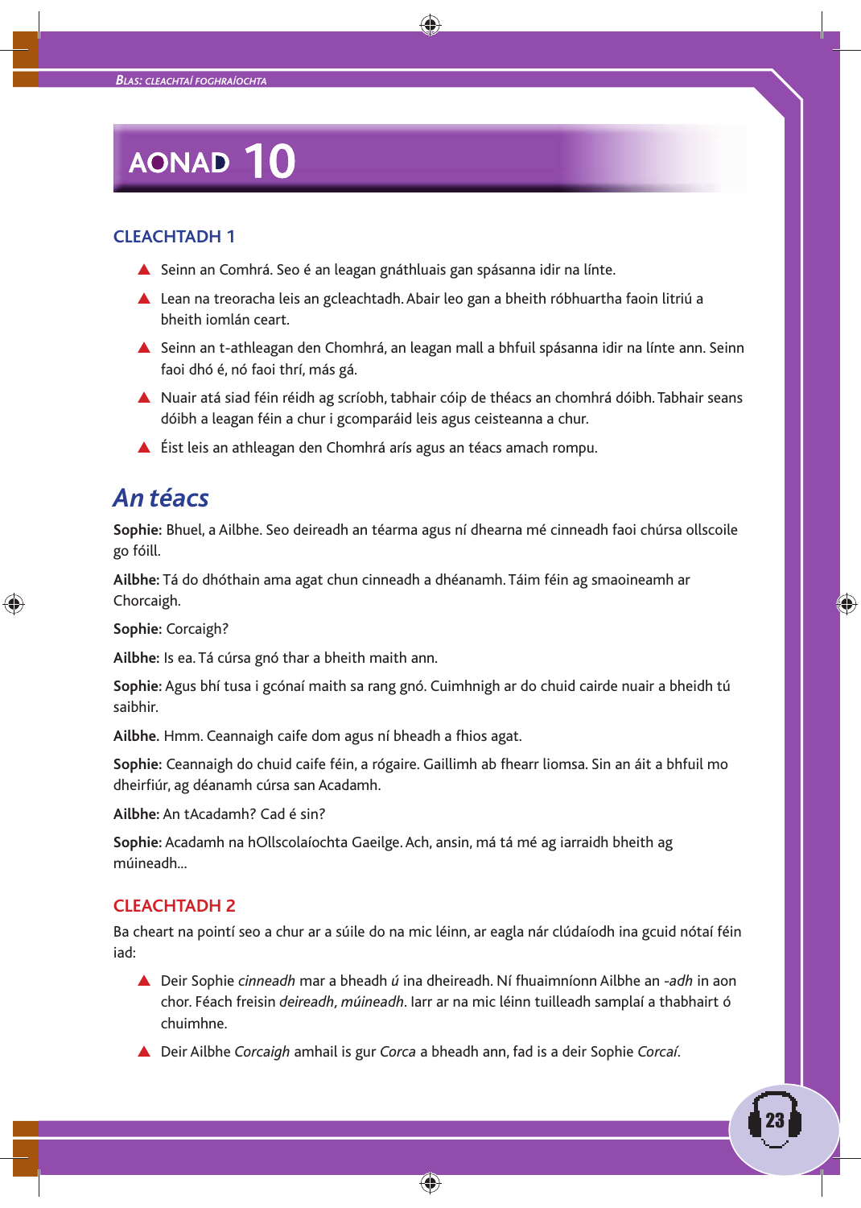# AONAD 10

## CLEACHTADH 1

- Seinn an Comhrá. Seo é an leagan gnáthluais gan spásanna idir na línte.
- Lean na treoracha leis an gcleachtadh. Abair leo gan a bheith róbhuartha faoin litriú a bheith iomlán ceart.
- Seinn an t-athleagan den Chomhrá, an leagan mall a bhfuil spásanna idir na línte ann. Seinn faoi dhó é, nó faoi thrí, más gá.
- Nuair atá siad féin réidh ag scríobh, tabhair cóip de théacs an chomhrá dóibh. Tabhair seans dóibh a leagan féin a chur i gcomparáid leis agus ceisteanna a chur.
- Éist leis an athleagan den Chomhrá arís agus an téacs amach rompu.

## *An téacs*

**Sophie:** Bhuel, a Ailbhe. Seo deireadh an téarma agus ní dhearna mé cinneadh faoi chúrsa ollscoile go fóill.

**Ailbhe:** Tá do dhóthain ama agat chun cinneadh a dhéanamh. Táim féin ag smaoineamh ar Chorcaigh.

**Sophie:** Corcaigh?

**Ailbhe:** Is ea. Tá cúrsa gnó thar a bheith maith ann.

**Sophie:** Agus bhí tusa i gcónaí maith sa rang gnó. Cuimhnigh ar do chuid cairde nuair a bheidh tú saibhir.

**Ailbhe.** Hmm. Ceannaigh caife dom agus ní bheadh a fhios agat.

**Sophie:** Ceannaigh do chuid caife féin, a rógaire. Gaillimh ab fhearr liomsa. Sin an áit a bhfuil mo dheirfiúr, ag déanamh cúrsa san Acadamh.

**Ailbhe:** An tAcadamh? Cad é sin?

**Sophie:** Acadamh na hOllscolaíochta Gaeilge. Ach, ansin, má tá mé ag iarraidh bheith ag múineadh...

## CLEACHTADH 2

Ba cheart na pointí seo a chur ar a súile do na mic léinn, ar eagla nár clúdaíodh ina gcuid nótaí féin iad:

- Deir Sophie *cinneadh* mar a bheadh *ú* ina dheireadh. Ní fhuaimníonn Ailbhe an *-adh* in aon chor. Féach freisin *deireadh, múineadh*. Iarr ar na mic léinn tuilleadh samplaí a thabhairt ó chuimhne.
- Deir Ailbhe *Corcaigh* amhail is gur *Corca* a bheadh ann, fad is a deir Sophie *Corcaí*.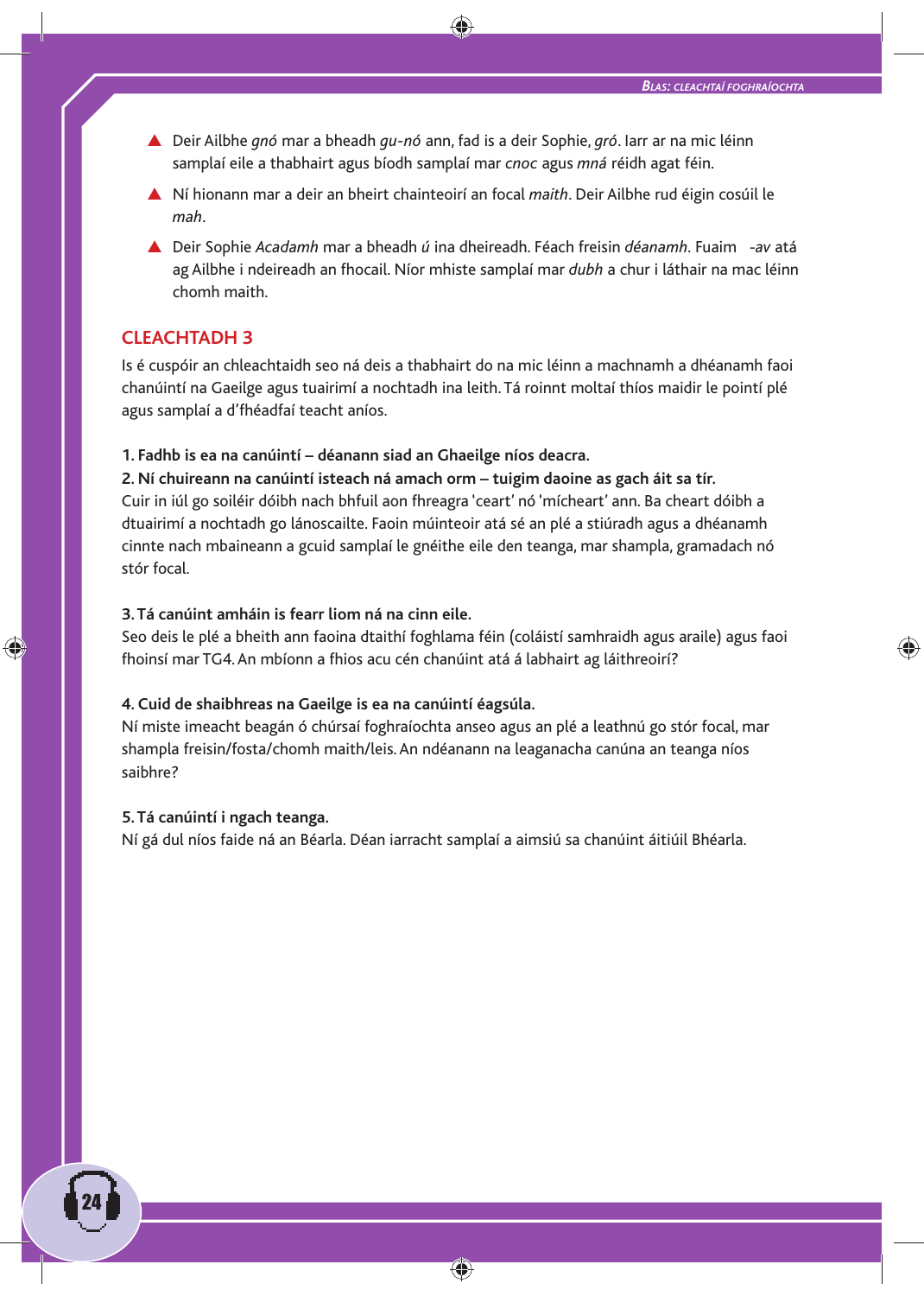- Deir Ailbhe *gnó* mar a bheadh *gu-nó* ann, fad is a deir Sophie, *gró*. Iarr ar na mic léinn samplaí eile a thabhairt agus bíodh samplaí mar *cnoc* agus *mná* réidh agat féin.
- Ní hionann mar a deir an bheirt chainteoirí an focal *maith*. Deir Ailbhe rud éigin cosúil le *mah*.
- Deir Sophie *Acadamh* mar a bheadh *ú* ina dheireadh. Féach freisin *déanamh*. Fuaim *-av* atá ag Ailbhe i ndeireadh an fhocail. Níor mhiste samplaí mar *dubh* a chur i láthair na mac léinn chomh maith.

## CLEACHTADH 3

Is é cuspóir an chleachtaidh seo ná deis a thabhairt do na mic léinn a machnamh a dhéanamh faoi chanúintí na Gaeilge agus tuairimí a nochtadh ina leith. Tá roinnt moltaí thíos maidir le pointí plé agus samplaí a d'fhéadfaí teacht aníos.

**1. Fadhb is ea na canúintí – déanann siad an Ghaeilge níos deacra.**
**2. Ní chuireann na canúintí isteach ná amach orm – tuigim daoine as gach áit sa tír.**
Cuir in iúl go soiléir dóibh nach bhfuil aon fhreagra 'ceart' nó 'mícheart' ann. Ba cheart dóibh a dtuairimí a nochtadh go lánoscailte. Faoin múinteoir atá sé an plé a stiúradh agus a dhéanamh cinnte nach mbaineann a gcuid samplaí le gnéithe eile den teanga, mar shampla, gramadach nó stór focal.

**3. Tá canúint amháin is fearr liom ná na cinn eile.**
Seo deis le plé a bheith ann faoina dtaithí foghlama féin (coláistí samhraidh agus araile) agus faoi fhoinsí mar TG4. An mbíonn a fhios acu cén chanúint atá á labhairt ag láithreoirí?

**4. Cuid de shaibhreas na Gaeilge is ea na canúintí éagsúla.**
Ní miste imeacht beagán ó chúrsaí foghraíochta anseo agus an plé a leathnú go stór focal, mar shampla freisin/fosta/chomh maith/leis. An ndéanann na leaganacha canúna an teanga níos saibhre?

**5. Tá canúintí i ngach teanga.**
Ní gá dul níos faide ná an Béarla. Déan iarracht samplaí a aimsiú sa chanúint áitiúil Bhéarla.